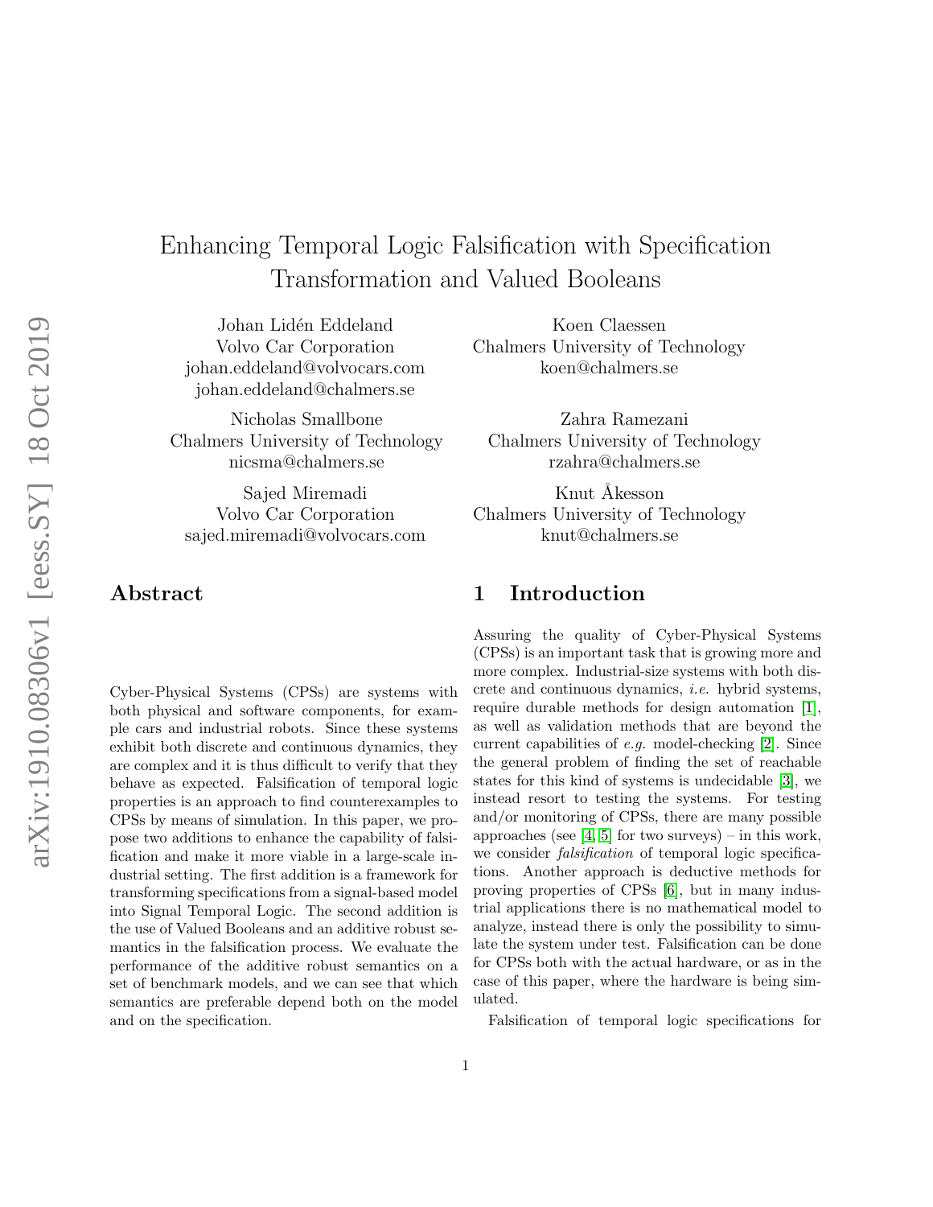# Enhancing Temporal Logic Falsification with Specification Transformation and Valued Booleans

Johan Lidén Eddeland
Volvo Car Corporation
johan.eddeland@volvocars.com
johan.eddeland@chalmers.se

Koen Claessen
Chalmers University of Technology
koen@chalmers.se

Nicholas Smallbone
Chalmers University of Technology
nicsma@chalmers.se

Zahra Ramezani
Chalmers University of Technology
rzahra@chalmers.se

Sajed Miremadi
Volvo Car Corporation
sajed.miremadi@volvocars.com

Knut Åkesson
Chalmers University of Technology
knut@chalmers.se

## Abstract

Cyber-Physical Systems (CPSs) are systems with both physical and software components, for example cars and industrial robots. Since these systems exhibit both discrete and continuous dynamics, they are complex and it is thus difficult to verify that they behave as expected. Falsification of temporal logic properties is an approach to find counterexamples to CPSs by means of simulation. In this paper, we propose two additions to enhance the capability of falsification and make it more viable in a large-scale industrial setting. The first addition is a framework for transforming specifications from a signal-based model into Signal Temporal Logic. The second addition is the use of Valued Booleans and an additive robust semantics in the falsification process. We evaluate the performance of the additive robust semantics on a set of benchmark models, and we can see that which semantics are preferable depend both on the model and on the specification.

## 1 Introduction

Assuring the quality of Cyber-Physical Systems (CPSs) is an important task that is growing more and more complex. Industrial-size systems with both discrete and continuous dynamics, *i.e.* hybrid systems, require durable methods for design automation [1], as well as validation methods that are beyond the current capabilities of *e.g.* model-checking [2]. Since the general problem of finding the set of reachable states for this kind of systems is undecidable [3], we instead resort to testing the systems. For testing and/or monitoring of CPSs, there are many possible approaches (see [4, 5] for two surveys) – in this work, we consider *falsification* of temporal logic specifications. Another approach is deductive methods for proving properties of CPSs [6], but in many industrial applications there is no mathematical model to analyze, instead there is only the possibility to simulate the system under test. Falsification can be done for CPSs both with the actual hardware, or as in the case of this paper, where the hardware is being simulated.

Falsification of temporal logic specifications for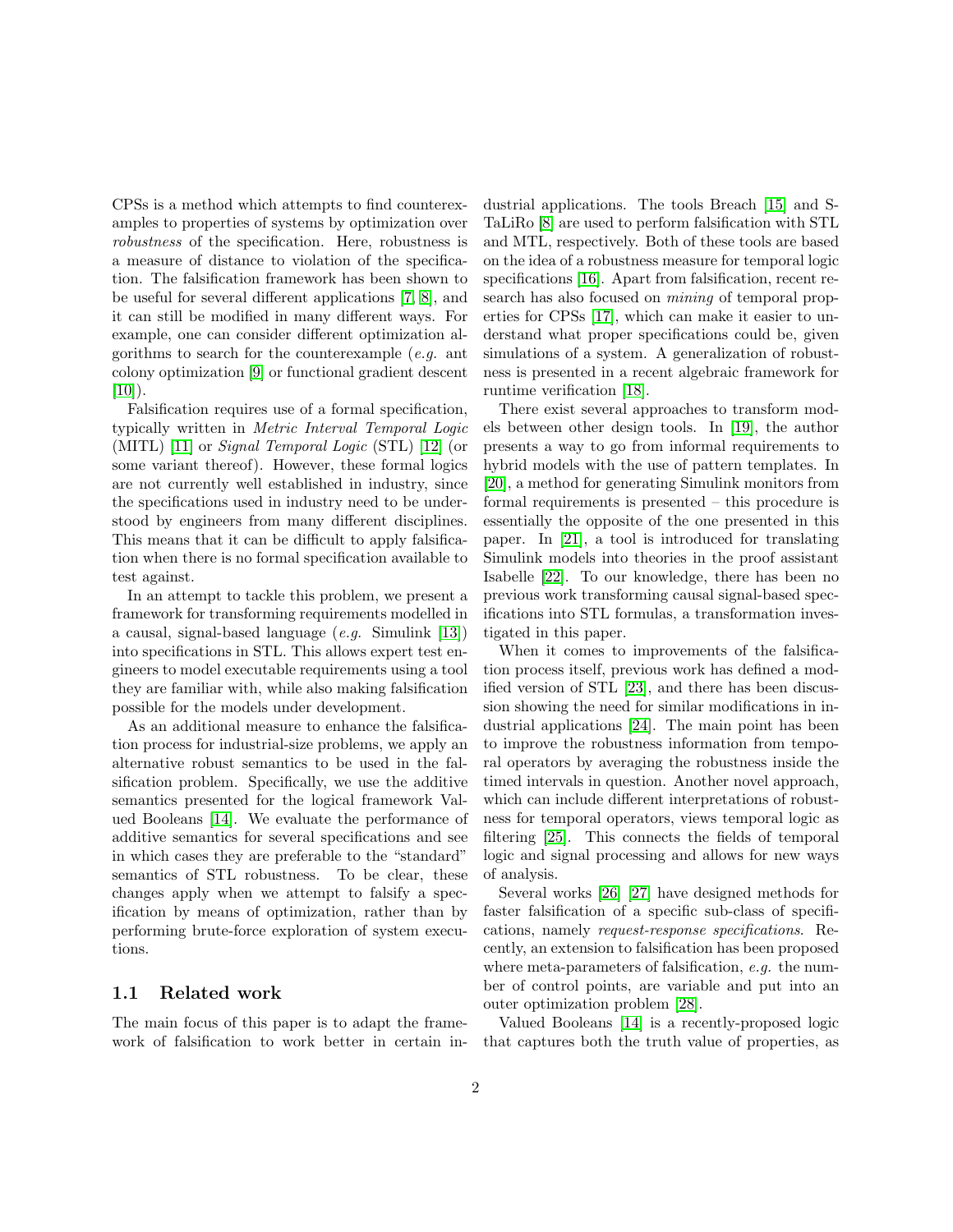CPSs is a method which attempts to find counterexamples to properties of systems by optimization over *robustness* of the specification. Here, robustness is a measure of distance to violation of the specification. The falsification framework has been shown to be useful for several different applications [7, 8], and it can still be modified in many different ways. For example, one can consider different optimization algorithms to search for the counterexample (*e.g.* ant colony optimization [9] or functional gradient descent [10]).

Falsification requires use of a formal specification, typically written in *Metric Interval Temporal Logic* (MITL) [11] or *Signal Temporal Logic* (STL) [12] (or some variant thereof). However, these formal logics are not currently well established in industry, since the specifications used in industry need to be understood by engineers from many different disciplines. This means that it can be difficult to apply falsification when there is no formal specification available to test against.

In an attempt to tackle this problem, we present a framework for transforming requirements modelled in a causal, signal-based language (*e.g.* Simulink [13]) into specifications in STL. This allows expert test engineers to model executable requirements using a tool they are familiar with, while also making falsification possible for the models under development.

As an additional measure to enhance the falsification process for industrial-size problems, we apply an alternative robust semantics to be used in the falsification problem. Specifically, we use the additive semantics presented for the logical framework Valued Booleans [14]. We evaluate the performance of additive semantics for several specifications and see in which cases they are preferable to the "standard" semantics of STL robustness. To be clear, these changes apply when we attempt to falsify a specification by means of optimization, rather than by performing brute-force exploration of system executions.

### 1.1 Related work

The main focus of this paper is to adapt the framework of falsification to work better in certain industrial applications. The tools Breach [15] and S-TaLiRo [8] are used to perform falsification with STL and MTL, respectively. Both of these tools are based on the idea of a robustness measure for temporal logic specifications [16]. Apart from falsification, recent research has also focused on *mining* of temporal properties for CPSs [17], which can make it easier to understand what proper specifications could be, given simulations of a system. A generalization of robustness is presented in a recent algebraic framework for runtime verification [18].

There exist several approaches to transform models between other design tools. In [19], the author presents a way to go from informal requirements to hybrid models with the use of pattern templates. In [20], a method for generating Simulink monitors from formal requirements is presented – this procedure is essentially the opposite of the one presented in this paper. In [21], a tool is introduced for translating Simulink models into theories in the proof assistant Isabelle [22]. To our knowledge, there has been no previous work transforming causal signal-based specifications into STL formulas, a transformation investigated in this paper.

When it comes to improvements of the falsification process itself, previous work has defined a modified version of STL [23], and there has been discussion showing the need for similar modifications in industrial applications [24]. The main point has been to improve the robustness information from temporal operators by averaging the robustness inside the timed intervals in question. Another novel approach, which can include different interpretations of robustness for temporal operators, views temporal logic as filtering [25]. This connects the fields of temporal logic and signal processing and allows for new ways of analysis.

Several works [26] [27] have designed methods for faster falsification of a specific sub-class of specifications, namely *request-response specifications*. Recently, an extension to falsification has been proposed where meta-parameters of falsification, *e.g.* the number of control points, are variable and put into an outer optimization problem [28].

Valued Booleans [14] is a recently-proposed logic that captures both the truth value of properties, as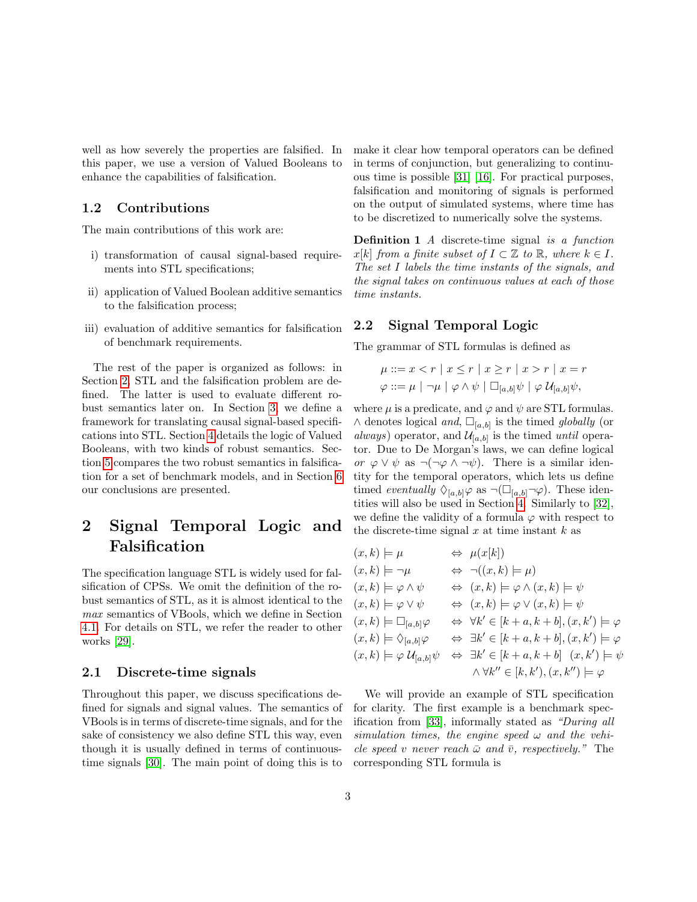well as how severely the properties are falsified. In this paper, we use a version of Valued Booleans to enhance the capabilities of falsification.

### 1.2 Contributions

The main contributions of this work are:

i) transformation of causal signal-based requirements into STL specifications;

ii) application of Valued Boolean additive semantics to the falsification process;

iii) evaluation of additive semantics for falsification of benchmark requirements.

The rest of the paper is organized as follows: in Section 2, STL and the falsification problem are defined. The latter is used to evaluate different robust semantics later on. In Section 3, we define a framework for translating causal signal-based specifications into STL. Section 4 details the logic of Valued Booleans, with two kinds of robust semantics. Section 5 compares the two robust semantics in falsification for a set of benchmark models, and in Section 6 our conclusions are presented.

## 2 Signal Temporal Logic and Falsification

The specification language STL is widely used for falsification of CPSs. We omit the definition of the robust semantics of STL, as it is almost identical to the *max* semantics of VBools, which we define in Section 4.1. For details on STL, we refer the reader to other works [29].

### 2.1 Discrete-time signals

Throughout this paper, we discuss specifications defined for signals and signal values. The semantics of VBools is in terms of discrete-time signals, and for the sake of consistency we also define STL this way, even though it is usually defined in terms of continuous-time signals [30]. The main point of doing this is to make it clear how temporal operators can be defined in terms of conjunction, but generalizing to continuous time is possible [31] [16]. For practical purposes, falsification and monitoring of signals is performed on the output of simulated systems, where time has to be discretized to numerically solve the systems.

**Definition 1** *A* discrete-time signal *is a function $x[k]$ from a finite subset of $I \subset \mathbb{Z}$ to $\mathbb{R}$, where $k \in I$. The set $I$ labels the time instants of the signals, and the signal takes on continuous values at each of those time instants.*

### 2.2 Signal Temporal Logic

The grammar of STL formulas is defined as

$$\mu ::= x < r \mid x \leq r \mid x \geq r \mid x > r \mid x = r$$
$$\varphi ::= \mu \mid \neg\mu \mid \varphi \wedge \psi \mid \Box_{[a,b]}\psi \mid \varphi \, \mathcal{U}_{[a,b]} \psi,$$

where $\mu$ is a predicate, and $\varphi$ and $\psi$ are STL formulas. $\wedge$ denotes logical *and*, $\Box_{[a,b]}$ is the timed *globally* (or *always*) operator, and $\mathcal{U}_{[a,b]}$ is the timed *until* operator. Due to De Morgan's laws, we can define logical *or* $\varphi \vee \psi$ as $\neg(\neg\varphi \wedge \neg\psi)$. There is a similar identity for the temporal operators, which lets us define timed *eventually* $\Diamond_{[a,b]}\varphi$ as $\neg(\Box_{[a,b]}\neg\varphi)$. These identities will also be used in Section 4. Similarly to [32], we define the validity of a formula $\varphi$ with respect to the discrete-time signal $x$ at time instant $k$ as

$$
\begin{aligned}
(x,k) \models \mu \quad &\Leftrightarrow \quad \mu(x[k]) \\
(x,k) \models \neg\mu \quad &\Leftrightarrow \quad \neg((x,k) \models \mu) \\
(x,k) \models \varphi \wedge \psi \quad &\Leftrightarrow \quad (x,k) \models \varphi \wedge (x,k) \models \psi \\
(x,k) \models \varphi \vee \psi \quad &\Leftrightarrow \quad (x,k) \models \varphi \vee (x,k) \models \psi \\
(x,k) \models \Box_{[a,b]}\varphi \quad &\Leftrightarrow \quad \forall k' \in [k+a, k+b], (x,k') \models \varphi \\
(x,k) \models \Diamond_{[a,b]}\varphi \quad &\Leftrightarrow \quad \exists k' \in [k+a, k+b], (x,k') \models \varphi \\
(x,k) \models \varphi \, \mathcal{U}_{[a,b]} \psi \quad &\Leftrightarrow \quad \exists k' \in [k+a, k+b] \;\; (x,k') \models \psi \\
&\qquad \wedge \forall k'' \in [k, k'), (x,k'') \models \varphi
\end{aligned}
$$

We will provide an example of STL specification for clarity. The first example is a benchmark specification from [33], informally stated as *"During all simulation times, the engine speed $\omega$ and the vehicle speed $v$ never reach $\bar{\omega}$ and $\bar{v}$, respectively."* The corresponding STL formula is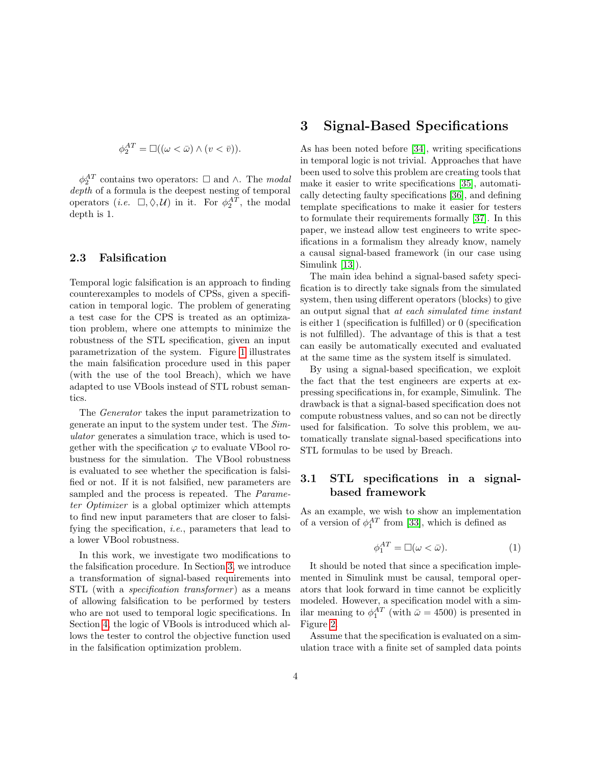$$\phi_2^{AT} = \Box((\omega < \bar{\omega}) \wedge (v < \bar{v})).$$

$\phi_2^{AT}$ contains two operators: $\Box$ and $\wedge$. The *modal depth* of a formula is the deepest nesting of temporal operators (*i.e.* $\Box, \Diamond, \mathcal{U}$) in it. For $\phi_2^{AT}$, the modal depth is 1.

### 2.3 Falsification

Temporal logic falsification is an approach to finding counterexamples to models of CPSs, given a specification in temporal logic. The problem of generating a test case for the CPS is treated as an optimization problem, where one attempts to minimize the robustness of the STL specification, given an input parametrization of the system. Figure 1 illustrates the main falsification procedure used in this paper (with the use of the tool Breach), which we have adapted to use VBools instead of STL robust semantics.

The *Generator* takes the input parametrization to generate an input to the system under test. The *Simulator* generates a simulation trace, which is used together with the specification $\varphi$ to evaluate VBool robustness for the simulation. The VBool robustness is evaluated to see whether the specification is falsified or not. If it is not falsified, new parameters are sampled and the process is repeated. The *Parameter Optimizer* is a global optimizer which attempts to find new input parameters that are closer to falsifying the specification, *i.e.*, parameters that lead to a lower VBool robustness.

In this work, we investigate two modifications to the falsification procedure. In Section 3, we introduce a transformation of signal-based requirements into STL (with a *specification transformer*) as a means of allowing falsification to be performed by testers who are not used to temporal logic specifications. In Section 4, the logic of VBools is introduced which allows the tester to control the objective function used in the falsification optimization problem.

## 3 Signal-Based Specifications

As has been noted before [34], writing specifications in temporal logic is not trivial. Approaches that have been used to solve this problem are creating tools that make it easier to write specifications [35], automatically detecting faulty specifications [36], and defining template specifications to make it easier for testers to formulate their requirements formally [37]. In this paper, we instead allow test engineers to write specifications in a formalism they already know, namely a causal signal-based framework (in our case using Simulink [13]).

The main idea behind a signal-based safety specification is to directly take signals from the simulated system, then using different operators (blocks) to give an output signal that *at each simulated time instant* is either 1 (specification is fulfilled) or 0 (specification is not fulfilled). The advantage of this is that a test can easily be automatically executed and evaluated at the same time as the system itself is simulated.

By using a signal-based specification, we exploit the fact that the test engineers are experts at expressing specifications in, for example, Simulink. The drawback is that a signal-based specification does not compute robustness values, and so can not be directly used for falsification. To solve this problem, we automatically translate signal-based specifications into STL formulas to be used by Breach.

### 3.1 STL specifications in a signal-based framework

As an example, we wish to show an implementation of a version of $\phi_1^{AT}$ from [33], which is defined as

$$\phi_1^{AT} = \Box(\omega < \bar{\omega}). \tag{1}$$

It should be noted that since a specification implemented in Simulink must be causal, temporal operators that look forward in time cannot be explicitly modeled. However, a specification model with a similar meaning to $\phi_1^{AT}$ (with $\bar{\omega} = 4500$) is presented in Figure 2.

Assume that the specification is evaluated on a simulation trace with a finite set of sampled data points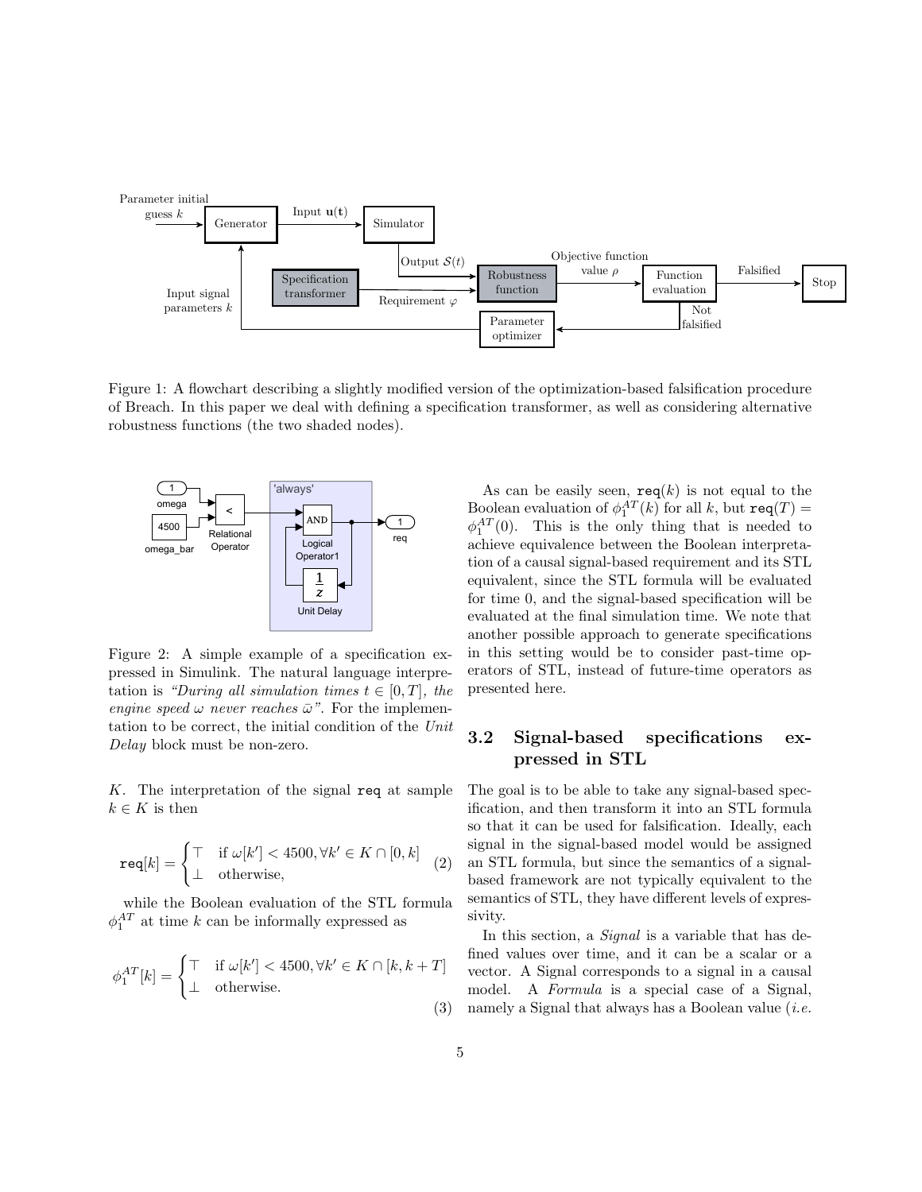Figure 1: A flowchart describing a slightly modified version of the optimization-based falsification procedure of Breach. In this paper we deal with defining a specification transformer, as well as considering alternative robustness functions (the two shaded nodes).

Figure 2: A simple example of a specification expressed in Simulink. The natural language interpretation is *"During all simulation times $t \in [0, T]$, the engine speed $\omega$ never reaches $\bar{\omega}$"*. For the implementation to be correct, the initial condition of the *Unit Delay* block must be non-zero.

$K$. The interpretation of the signal `req` at sample $k \in K$ is then

$$\texttt{req}[k] = \begin{cases} \top & \text{if } \omega[k'] < 4500, \forall k' \in K \cap [0, k] \\ \bot & \text{otherwise,} \end{cases} \quad (2)$$

while the Boolean evaluation of the STL formula $\phi_1^{AT}$ at time $k$ can be informally expressed as

$$\phi_1^{AT}[k] = \begin{cases} \top & \text{if } \omega[k'] < 4500, \forall k' \in K \cap [k, k+T] \\ \bot & \text{otherwise.} \end{cases} \quad (3)$$

As can be easily seen, $\texttt{req}(k)$ is not equal to the Boolean evaluation of $\phi_1^{AT}(k)$ for all $k$, but $\texttt{req}(T) = \phi_1^{AT}(0)$. This is the only thing that is needed to achieve equivalence between the Boolean interpretation of a causal signal-based requirement and its STL equivalent, since the STL formula will be evaluated for time 0, and the signal-based specification will be evaluated at the final simulation time. We note that another possible approach to generate specifications in this setting would be to consider past-time operators of STL, instead of future-time operators as presented here.

### 3.2 Signal-based specifications expressed in STL

The goal is to be able to take any signal-based specification, and then transform it into an STL formula so that it can be used for falsification. Ideally, each signal in the signal-based model would be assigned an STL formula, but since the semantics of a signal-based framework are not typically equivalent to the semantics of STL, they have different levels of expressivity.

In this section, a *Signal* is a variable that has defined values over time, and it can be a scalar or a vector. A Signal corresponds to a signal in a causal model. A *Formula* is a special case of a Signal, namely a Signal that always has a Boolean value (*i.e.*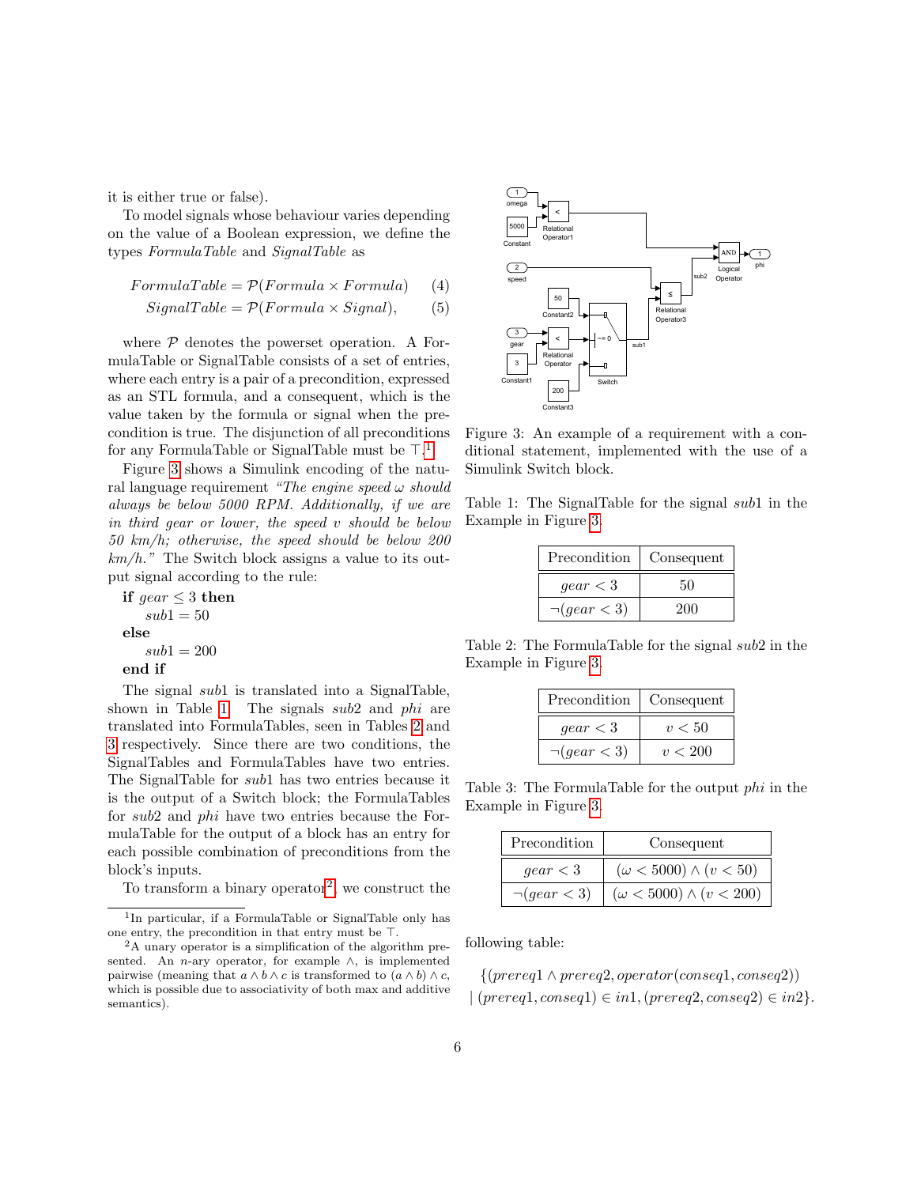it is either true or false).

To model signals whose behaviour varies depending on the value of a Boolean expression, we define the types *FormulaTable* and *SignalTable* as

$$FormulaTable = \mathcal{P}(Formula \times Formula) \quad (4)$$

$$SignalTable = \mathcal{P}(Formula \times Signal), \quad (5)$$

where $\mathcal{P}$ denotes the powerset operation. A FormulaTable or SignalTable consists of a set of entries, where each entry is a pair of a precondition, expressed as an STL formula, and a consequent, which is the value taken by the formula or signal when the precondition is true. The disjunction of all preconditions for any FormulaTable or SignalTable must be $\top$.[1]

Figure 3 shows a Simulink encoding of the natural language requirement *"The engine speed $\omega$ should always be below 5000 RPM. Additionally, if we are in third gear or lower, the speed $v$ should be below 50 km/h; otherwise, the speed should be below 200 km/h."* The Switch block assigns a value to its output signal according to the rule:

**if** $gear \leq 3$ **then**
  $sub1 = 50$
**else**
  $sub1 = 200$
**end if**

The signal $sub1$ is translated into a SignalTable, shown in Table 1. The signals $sub2$ and $phi$ are translated into FormulaTables, seen in Tables 2 and 3 respectively. Since there are two conditions, the SignalTables and FormulaTables have two entries. The SignalTable for $sub1$ has two entries because it is the output of a Switch block; the FormulaTables for $sub2$ and $phi$ have two entries because the FormulaTable for the output of a block has an entry for each possible combination of preconditions from the block's inputs.

To transform a binary operator[2], we construct the following table:

$$\{(prereq1 \wedge prereq2, operator(conseq1, conseq2)) \mid (prereq1, conseq1) \in in1, (prereq2, conseq2) \in in2\}.$$

[1] In particular, if a FormulaTable or SignalTable only has one entry, the precondition in that entry must be $\top$.

[2] A unary operator is a simplification of the algorithm presented. An $n$-ary operator, for example $\wedge$, is implemented pairwise (meaning that $a \wedge b \wedge c$ is transformed to $(a \wedge b) \wedge c$, which is possible due to associativity of both max and additive semantics).

Figure 3: An example of a requirement with a conditional statement, implemented with the use of a Simulink Switch block.

Table 1: The SignalTable for the signal $sub1$ in the Example in Figure 3.

| Precondition | Consequent |
|---|---|
| $gear < 3$ | 50 |
| $\neg(gear < 3)$ | 200 |

Table 2: The FormulaTable for the signal $sub2$ in the Example in Figure 3.

| Precondition | Consequent |
|---|---|
| $gear < 3$ | $v < 50$ |
| $\neg(gear < 3)$ | $v < 200$ |

Table 3: The FormulaTable for the output $phi$ in the Example in Figure 3.

| Precondition | Consequent |
|---|---|
| $gear < 3$ | $(\omega < 5000) \wedge (v < 50)$ |
| $\neg(gear < 3)$ | $(\omega < 5000) \wedge (v < 200)$ |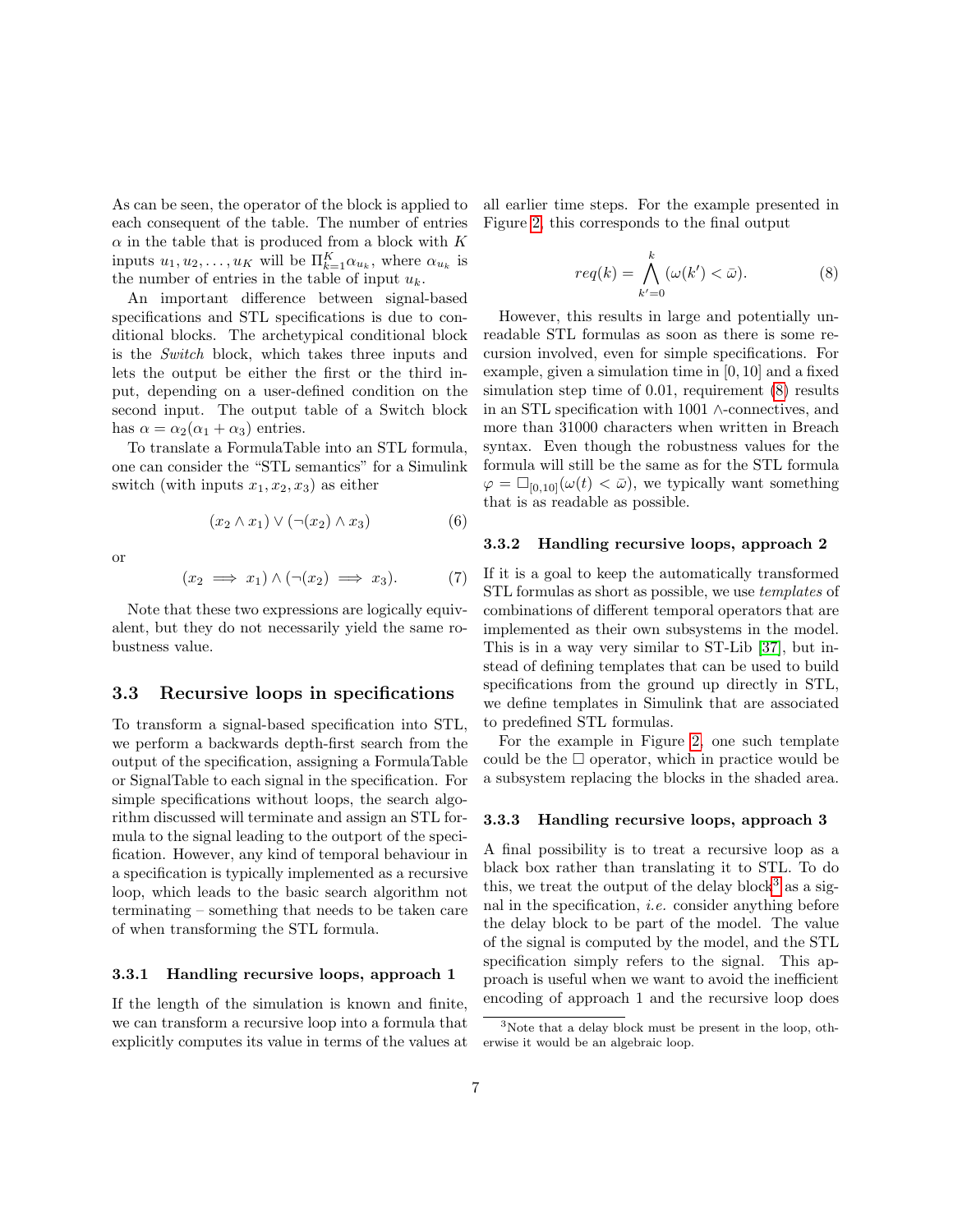As can be seen, the operator of the block is applied to each consequent of the table. The number of entries $\alpha$ in the table that is produced from a block with $K$ inputs $u_1, u_2, \ldots, u_K$ will be $\Pi_{k=1}^{K} \alpha_{u_k}$, where $\alpha_{u_k}$ is the number of entries in the table of input $u_k$.

An important difference between signal-based specifications and STL specifications is due to conditional blocks. The archetypical conditional block is the *Switch* block, which takes three inputs and lets the output be either the first or the third input, depending on a user-defined condition on the second input. The output table of a Switch block has $\alpha = \alpha_2(\alpha_1 + \alpha_3)$ entries.

To translate a FormulaTable into an STL formula, one can consider the "STL semantics" for a Simulink switch (with inputs $x_1, x_2, x_3$) as either

$$(x_2 \wedge x_1) \vee (\neg(x_2) \wedge x_3) \tag{6}$$

or

$$(x_2 \implies x_1) \wedge (\neg(x_2) \implies x_3). \tag{7}$$

Note that these two expressions are logically equivalent, but they do not necessarily yield the same robustness value.

## 3.3 Recursive loops in specifications

To transform a signal-based specification into STL, we perform a backwards depth-first search from the output of the specification, assigning a FormulaTable or SignalTable to each signal in the specification. For simple specifications without loops, the search algorithm discussed will terminate and assign an STL formula to the signal leading to the outport of the specification. However, any kind of temporal behaviour in a specification is typically implemented as a recursive loop, which leads to the basic search algorithm not terminating – something that needs to be taken care of when transforming the STL formula.

### 3.3.1 Handling recursive loops, approach 1

If the length of the simulation is known and finite, we can transform a recursive loop into a formula that explicitly computes its value in terms of the values at all earlier time steps. For the example presented in Figure 2, this corresponds to the final output

$$req(k) = \bigwedge_{k'=0}^{k} (\omega(k') < \bar{\omega}). \tag{8}$$

However, this results in large and potentially unreadable STL formulas as soon as there is some recursion involved, even for simple specifications. For example, given a simulation time in $[0, 10]$ and a fixed simulation step time of 0.01, requirement (8) results in an STL specification with 1001 $\wedge$-connectives, and more than 31000 characters when written in Breach syntax. Even though the robustness values for the formula will still be the same as for the STL formula $\varphi = \Box_{[0,10]}(\omega(t) < \bar{\omega})$, we typically want something that is as readable as possible.

### 3.3.2 Handling recursive loops, approach 2

If it is a goal to keep the automatically transformed STL formulas as short as possible, we use *templates* of combinations of different temporal operators that are implemented as their own subsystems in the model. This is in a way very similar to ST-Lib [37], but instead of defining templates that can be used to build specifications from the ground up directly in STL, we define templates in Simulink that are associated to predefined STL formulas.

For the example in Figure 2, one such template could be the $\Box$ operator, which in practice would be a subsystem replacing the blocks in the shaded area.

### 3.3.3 Handling recursive loops, approach 3

A final possibility is to treat a recursive loop as a black box rather than translating it to STL. To do this, we treat the output of the delay block[3] as a signal in the specification, *i.e.* consider anything before the delay block to be part of the model. The value of the signal is computed by the model, and the STL specification simply refers to the signal. This approach is useful when we want to avoid the inefficient encoding of approach 1 and the recursive loop does

[3] Note that a delay block must be present in the loop, otherwise it would be an algebraic loop.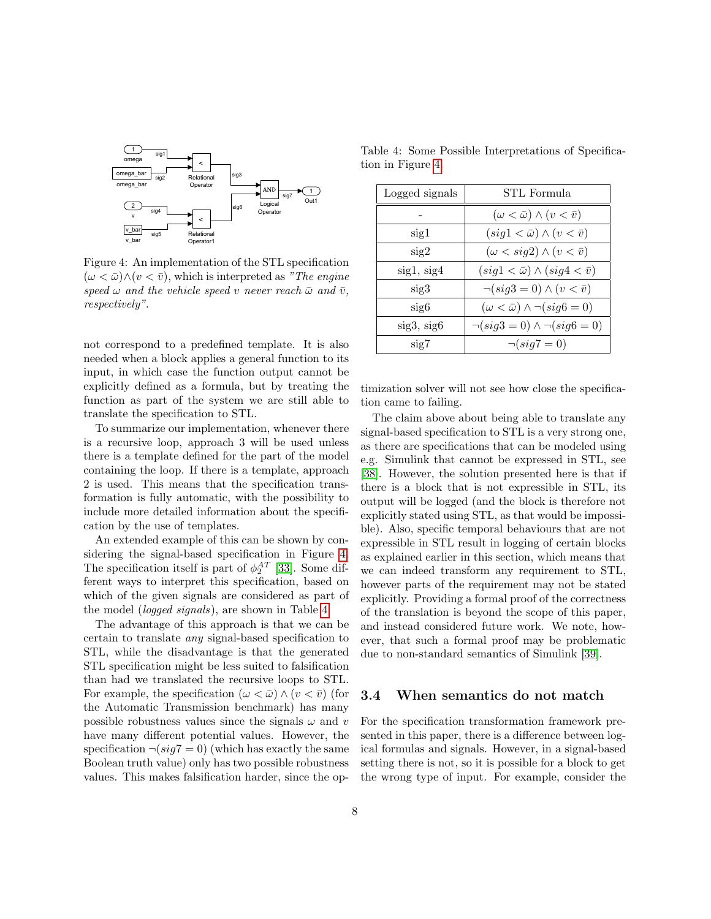Figure 4: An implementation of the STL specification $(\omega < \bar{\omega}) \wedge (v < \bar{v})$, which is interpreted as *"The engine speed $\omega$ and the vehicle speed $v$ never reach $\bar{\omega}$ and $\bar{v}$, respectively"*.

not correspond to a predefined template. It is also needed when a block applies a general function to its input, in which case the function output cannot be explicitly defined as a formula, but by treating the function as part of the system we are still able to translate the specification to STL.

To summarize our implementation, whenever there is a recursive loop, approach 3 will be used unless there is a template defined for the part of the model containing the loop. If there is a template, approach 2 is used. This means that the specification transformation is fully automatic, with the possibility to include more detailed information about the specification by the use of templates.

An extended example of this can be shown by considering the signal-based specification in Figure 4. The specification itself is part of $\phi_2^{AT}$ [33]. Some different ways to interpret this specification, based on which of the given signals are considered as part of the model (*logged signals*), are shown in Table 4.

Table 4: Some Possible Interpretations of Specification in Figure 4

| Logged signals | STL Formula |
|---|---|
| - | $(\omega < \bar{\omega}) \wedge (v < \bar{v})$ |
| sig1 | $(sig1 < \bar{\omega}) \wedge (v < \bar{v})$ |
| sig2 | $(\omega < sig2) \wedge (v < \bar{v})$ |
| sig1, sig4 | $(sig1 < \bar{\omega}) \wedge (sig4 < \bar{v})$ |
| sig3 | $\neg(sig3 = 0) \wedge (v < \bar{v})$ |
| sig6 | $(\omega < \bar{\omega}) \wedge \neg(sig6 = 0)$ |
| sig3, sig6 | $\neg(sig3 = 0) \wedge \neg(sig6 = 0)$ |
| sig7 | $\neg(sig7 = 0)$ |

The advantage of this approach is that we can be certain to translate *any* signal-based specification to STL, while the disadvantage is that the generated STL specification might be less suited to falsification than had we translated the recursive loops to STL. For example, the specification $(\omega < \bar{\omega}) \wedge (v < \bar{v})$ (for the Automatic Transmission benchmark) has many possible robustness values since the signals $\omega$ and $v$ have many different potential values. However, the specification $\neg(sig7 = 0)$ (which has exactly the same Boolean truth value) only has two possible robustness values. This makes falsification harder, since the optimization solver will not see how close the specification came to failing.

The claim above about being able to translate any signal-based specification to STL is a very strong one, as there are specifications that can be modeled using e.g. Simulink that cannot be expressed in STL, see [38]. However, the solution presented here is that if there is a block that is not expressible in STL, its output will be logged (and the block is therefore not explicitly stated using STL, as that would be impossible). Also, specific temporal behaviours that are not expressible in STL result in logging of certain blocks as explained earlier in this section, which means that we can indeed transform any requirement to STL, however parts of the requirement may not be stated explicitly. Providing a formal proof of the correctness of the translation is beyond the scope of this paper, and instead considered future work. We note, however, that such a formal proof may be problematic due to non-standard semantics of Simulink [39].

### 3.4 When semantics do not match

For the specification transformation framework presented in this paper, there is a difference between logical formulas and signals. However, in a signal-based setting there is not, so it is possible for a block to get the wrong type of input. For example, consider the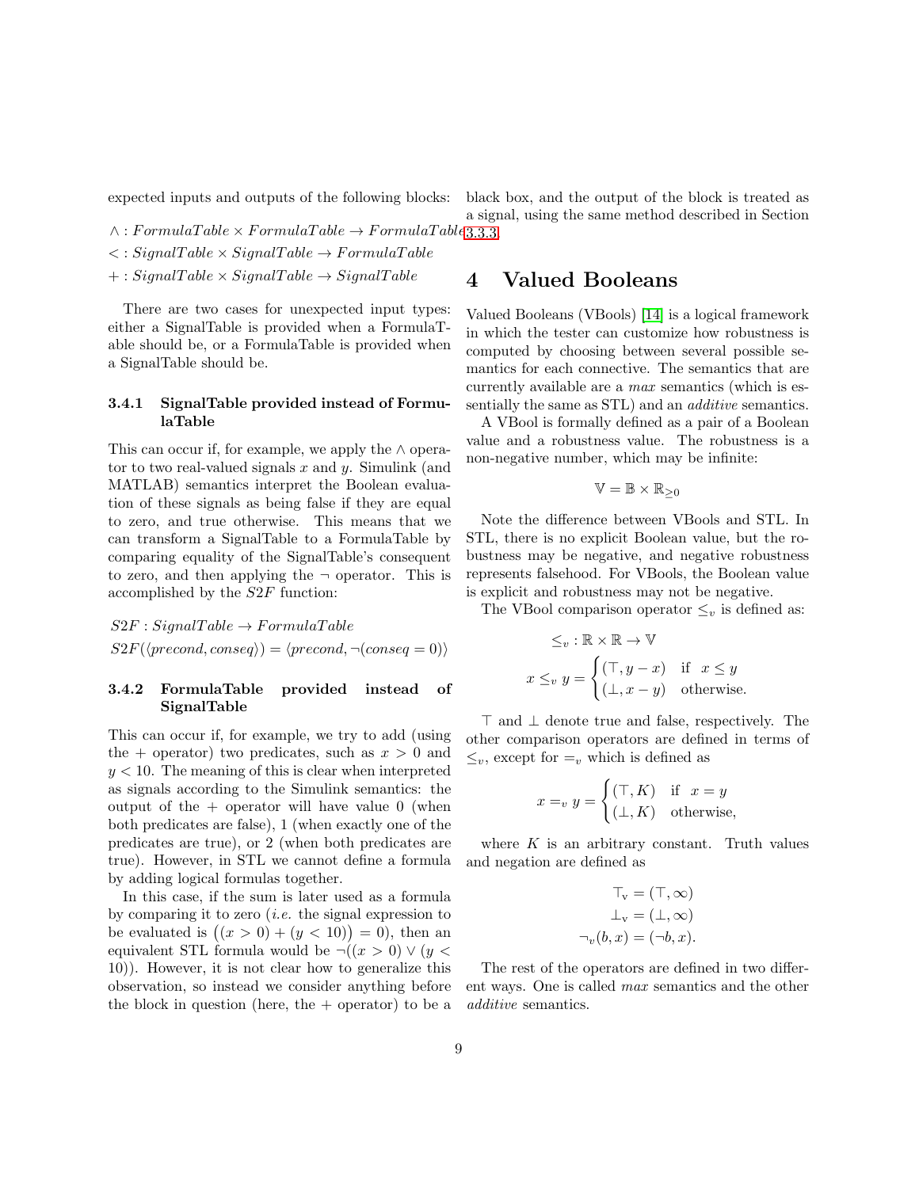expected inputs and outputs of the following blocks:

$\wedge : \mathit{FormulaTable} \times \mathit{FormulaTable} \to \mathit{FormulaTable}$

$< : \mathit{SignalTable} \times \mathit{SignalTable} \to \mathit{FormulaTable}$

$+ : \mathit{SignalTable} \times \mathit{SignalTable} \to \mathit{SignalTable}$

There are two cases for unexpected input types: either a SignalTable is provided when a FormulaTable should be, or a FormulaTable is provided when a SignalTable should be.

### 3.4.1 SignalTable provided instead of FormulaTable

This can occur if, for example, we apply the $\wedge$ operator to two real-valued signals $x$ and $y$. Simulink (and MATLAB) semantics interpret the Boolean evaluation of these signals as being false if they are equal to zero, and true otherwise. This means that we can transform a SignalTable to a FormulaTable by comparing equality of the SignalTable's consequent to zero, and then applying the $\neg$ operator. This is accomplished by the *S2F* function:

$$S2F : \mathit{SignalTable} \to \mathit{FormulaTable}$$

$$S2F(\langle \mathit{precond}, \mathit{conseq} \rangle) = \langle \mathit{precond}, \neg(\mathit{conseq} = 0) \rangle$$

### 3.4.2 FormulaTable provided instead of SignalTable

This can occur if, for example, we try to add (using the $+$ operator) two predicates, such as $x > 0$ and $y < 10$. The meaning of this is clear when interpreted as signals according to the Simulink semantics: the output of the $+$ operator will have value 0 (when both predicates are false), 1 (when exactly one of the predicates are true), or 2 (when both predicates are true). However, in STL we cannot define a formula by adding logical formulas together.

In this case, if the sum is later used as a formula by comparing it to zero (*i.e.* the signal expression to be evaluated is $\big((x > 0) + (y < 10)\big) = 0$), then an equivalent STL formula would be $\neg((x > 0) \vee (y < 10))$. However, it is not clear how to generalize this observation, so instead we consider anything before the block in question (here, the $+$ operator) to be a black box, and the output of the block is treated as a signal, using the same method described in Section 3.3.3.

# 4 Valued Booleans

Valued Booleans (VBools) [14] is a logical framework in which the tester can customize how robustness is computed by choosing between several possible semantics for each connective. The semantics that are currently available are a *max* semantics (which is essentially the same as STL) and an *additive* semantics.

A VBool is formally defined as a pair of a Boolean value and a robustness value. The robustness is a non-negative number, which may be infinite:

$$\mathbb{V} = \mathbb{B} \times \mathbb{R}_{\geq 0}$$

Note the difference between VBools and STL. In STL, there is no explicit Boolean value, but the robustness may be negative, and negative robustness represents falsehood. For VBools, the Boolean value is explicit and robustness may not be negative.

The VBool comparison operator $\leq_v$ is defined as:

$$\leq_v : \mathbb{R} \times \mathbb{R} \to \mathbb{V}$$

$$x \leq_v y = \begin{cases} (\top, y - x) & \text{if } \ x \leq y \\ (\bot, x - y) & \text{otherwise.} \end{cases}$$

$\top$ and $\bot$ denote true and false, respectively. The other comparison operators are defined in terms of $\leq_v$, except for $=_v$ which is defined as

$$x =_v y = \begin{cases} (\top, K) & \text{if } \ x = y \\ (\bot, K) & \text{otherwise,} \end{cases}$$

where $K$ is an arbitrary constant. Truth values and negation are defined as

$$\top_{\mathrm{v}} = (\top, \infty)$$

$$\bot_{\mathrm{v}} = (\bot, \infty)$$

$$\neg_v(b, x) = (\neg b, x).$$

The rest of the operators are defined in two different ways. One is called *max* semantics and the other *additive* semantics.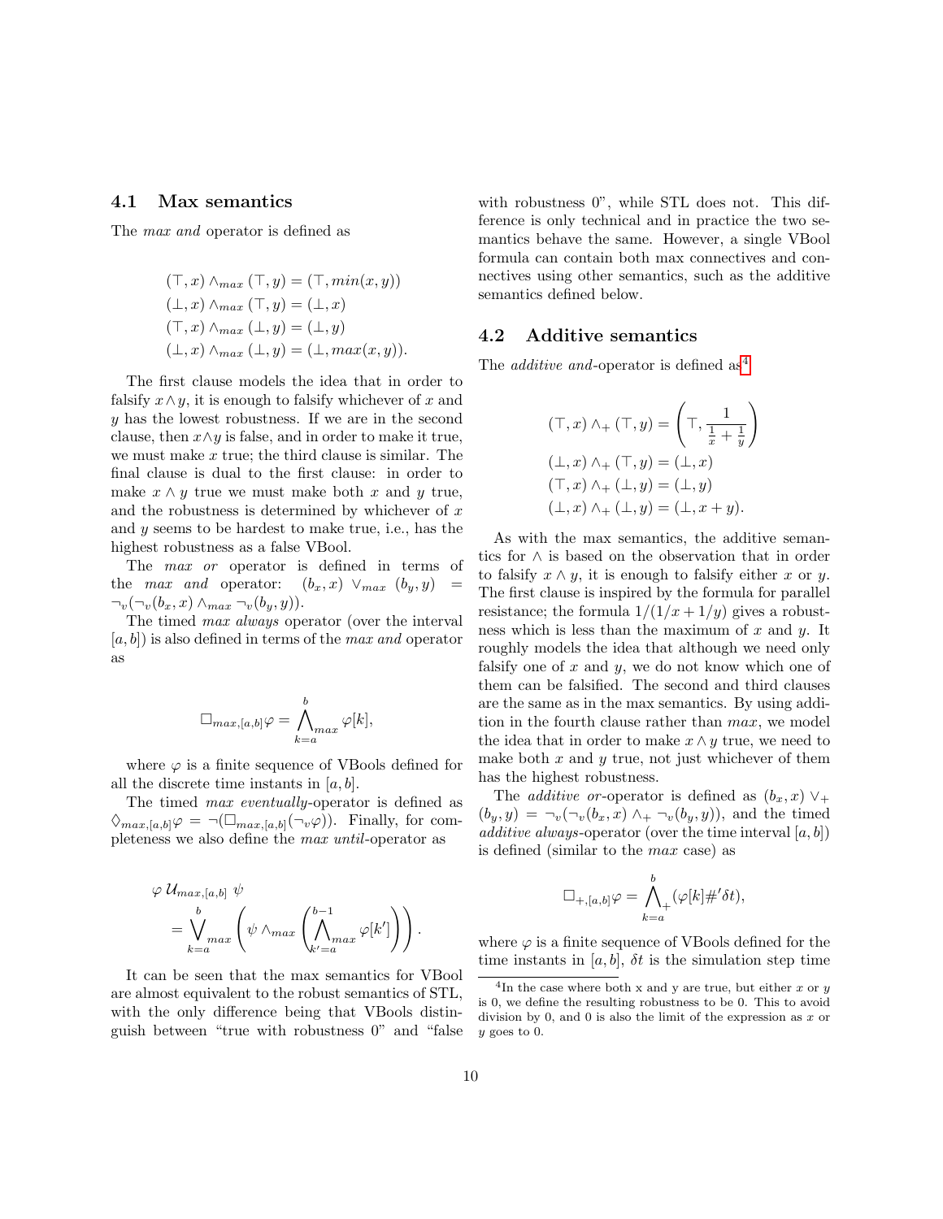### 4.1 Max semantics

The *max and* operator is defined as

$$
\begin{aligned}
(\top, x) \wedge_{max} (\top, y) &= (\top, min(x, y)) \\
(\bot, x) \wedge_{max} (\top, y) &= (\bot, x) \\
(\top, x) \wedge_{max} (\bot, y) &= (\bot, y) \\
(\bot, x) \wedge_{max} (\bot, y) &= (\bot, max(x, y)).
\end{aligned}
$$

The first clause models the idea that in order to falsify $x \wedge y$, it is enough to falsify whichever of $x$ and $y$ has the lowest robustness. If we are in the second clause, then $x \wedge y$ is false, and in order to make it true, we must make $x$ true; the third clause is similar. The final clause is dual to the first clause: in order to make $x \wedge y$ true we must make both $x$ and $y$ true, and the robustness is determined by whichever of $x$ and $y$ seems to be hardest to make true, i.e., has the highest robustness as a false VBool.

The *max or* operator is defined in terms of the *max and* operator: $(b_x, x) \vee_{max} (b_y, y) = \neg_v(\neg_v(b_x, x) \wedge_{max} \neg_v(b_y, y))$.

The timed *max always* operator (over the interval $[a, b]$) is also defined in terms of the *max and* operator as

$$
\square_{max,[a,b]}\varphi = \bigwedge_{k=a}^{b}{}_{max}\, \varphi[k],
$$

where $\varphi$ is a finite sequence of VBools defined for all the discrete time instants in $[a, b]$.

The timed *max eventually*-operator is defined as $\lozenge_{max,[a,b]}\varphi = \neg(\square_{max,[a,b]}(\neg_v\varphi))$. Finally, for completeness we also define the *max until*-operator as

$$
\begin{aligned}
&\varphi \; \mathcal{U}_{max,[a,b]} \; \psi \\
&= \bigvee_{k=a}^{b}{}_{max} \left( \psi \wedge_{max} \left( \bigwedge_{k'=a}^{b-1}{}_{max}\, \varphi[k'] \right) \right).
\end{aligned}
$$

It can be seen that the max semantics for VBool are almost equivalent to the robust semantics of STL, with the only difference being that VBools distinguish between "true with robustness 0" and "false with robustness 0", while STL does not. This difference is only technical and in practice the two semantics behave the same. However, a single VBool formula can contain both max connectives and connectives using other semantics, such as the additive semantics defined below.

### 4.2 Additive semantics

The *additive and*-operator is defined as[4]

$$
\begin{aligned}
(\top, x) \wedge_{+} (\top, y) &= \left(\top, \frac{1}{\frac{1}{x} + \frac{1}{y}}\right) \\
(\bot, x) \wedge_{+} (\top, y) &= (\bot, x) \\
(\top, x) \wedge_{+} (\bot, y) &= (\bot, y) \\
(\bot, x) \wedge_{+} (\bot, y) &= (\bot, x + y).
\end{aligned}
$$

As with the max semantics, the additive semantics for $\wedge$ is based on the observation that in order to falsify $x \wedge y$, it is enough to falsify either $x$ or $y$. The first clause is inspired by the formula for parallel resistance; the formula $1/(1/x + 1/y)$ gives a robustness which is less than the maximum of $x$ and $y$. It roughly models the idea that although we need only falsify one of $x$ and $y$, we do not know which one of them can be falsified. The second and third clauses are the same as in the max semantics. By using addition in the fourth clause rather than *max*, we model the idea that in order to make $x \wedge y$ true, we need to make both $x$ and $y$ true, not just whichever of them has the highest robustness.

The *additive or*-operator is defined as $(b_x, x) \vee_{+} (b_y, y) = \neg_v(\neg_v(b_x, x) \wedge_{+} \neg_v(b_y, y))$, and the timed *additive always*-operator (over the time interval $[a, b]$) is defined (similar to the *max* case) as

$$
\square_{+,[a,b]}\varphi = \bigwedge_{k=a}^{b}{}_{+} (\varphi[k] \#' \delta t),
$$

where $\varphi$ is a finite sequence of VBools defined for the time instants in $[a, b]$, $\delta t$ is the simulation step time

[4] In the case where both x and y are true, but either $x$ or $y$ is 0, we define the resulting robustness to be 0. This to avoid division by 0, and 0 is also the limit of the expression as $x$ or $y$ goes to 0.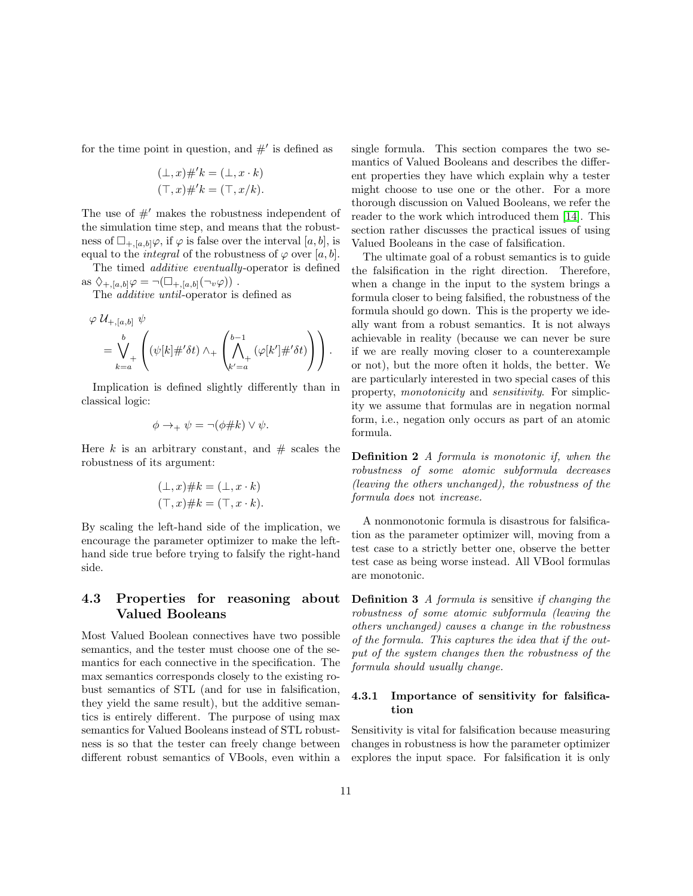for the time point in question, and $\#'$ is defined as

$$(\bot, x)\#'k = (\bot, x \cdot k)$$
$$(\top, x)\#'k = (\top, x/k).$$

The use of $\#'$ makes the robustness independent of the simulation time step, and means that the robustness of $\Box_{+,[a,b]}\varphi$, if $\varphi$ is false over the interval $[a, b]$, is equal to the *integral* of the robustness of $\varphi$ over $[a, b]$.

The timed *additive eventually*-operator is defined as $\Diamond_{+,[a,b]}\varphi = \neg(\Box_{+,[a,b]}(\neg_v\varphi))$ .

The *additive until*-operator is defined as

$$\varphi\,\mathcal{U}_{+,[a,b]}\ \psi = \bigvee_{k=a}^{b}{}_{+} \left( (\psi[k]\#'\delta t) \wedge_{+} \left( \bigwedge_{k'=a}^{b-1}{}_{+} (\varphi[k']\#'\delta t) \right) \right).$$

Implication is defined slightly differently than in classical logic:

$$\phi \to_{+} \psi = \neg(\phi\#k) \vee \psi.$$

Here $k$ is an arbitrary constant, and $\#$ scales the robustness of its argument:

$$(\bot, x)\#k = (\bot, x \cdot k)$$
$$(\top, x)\#k = (\top, x \cdot k).$$

By scaling the left-hand side of the implication, we encourage the parameter optimizer to make the left-hand side true before trying to falsify the right-hand side.

### 4.3 Properties for reasoning about Valued Booleans

Most Valued Boolean connectives have two possible semantics, and the tester must choose one of the semantics for each connective in the specification. The max semantics corresponds closely to the existing robust semantics of STL (and for use in falsification, they yield the same result), but the additive semantics is entirely different. The purpose of using max semantics for Valued Booleans instead of STL robustness is so that the tester can freely change between different robust semantics of VBools, even within a single formula. This section compares the two semantics of Valued Booleans and describes the different properties they have which explain why a tester might choose to use one or the other. For a more thorough discussion on Valued Booleans, we refer the reader to the work which introduced them [14]. This section rather discusses the practical issues of using Valued Booleans in the case of falsification.

The ultimate goal of a robust semantics is to guide the falsification in the right direction. Therefore, when a change in the input to the system brings a formula closer to being falsified, the robustness of the formula should go down. This is the property we ideally want from a robust semantics. It is not always achievable in reality (because we can never be sure if we are really moving closer to a counterexample or not), but the more often it holds, the better. We are particularly interested in two special cases of this property, *monotonicity* and *sensitivity*. For simplicity we assume that formulas are in negation normal form, i.e., negation only occurs as part of an atomic formula.

**Definition 2** *A formula is monotonic if, when the robustness of some atomic subformula decreases (leaving the others unchanged), the robustness of the formula does* not *increase.*

A nonmonotonic formula is disastrous for falsification as the parameter optimizer will, moving from a test case to a strictly better one, observe the better test case as being worse instead. All VBool formulas are monotonic.

**Definition 3** *A formula is* sensitive *if changing the robustness of some atomic subformula (leaving the others unchanged) causes a change in the robustness of the formula. This captures the idea that if the output of the system changes then the robustness of the formula should usually change.*

#### 4.3.1 Importance of sensitivity for falsification

Sensitivity is vital for falsification because measuring changes in robustness is how the parameter optimizer explores the input space. For falsification it is only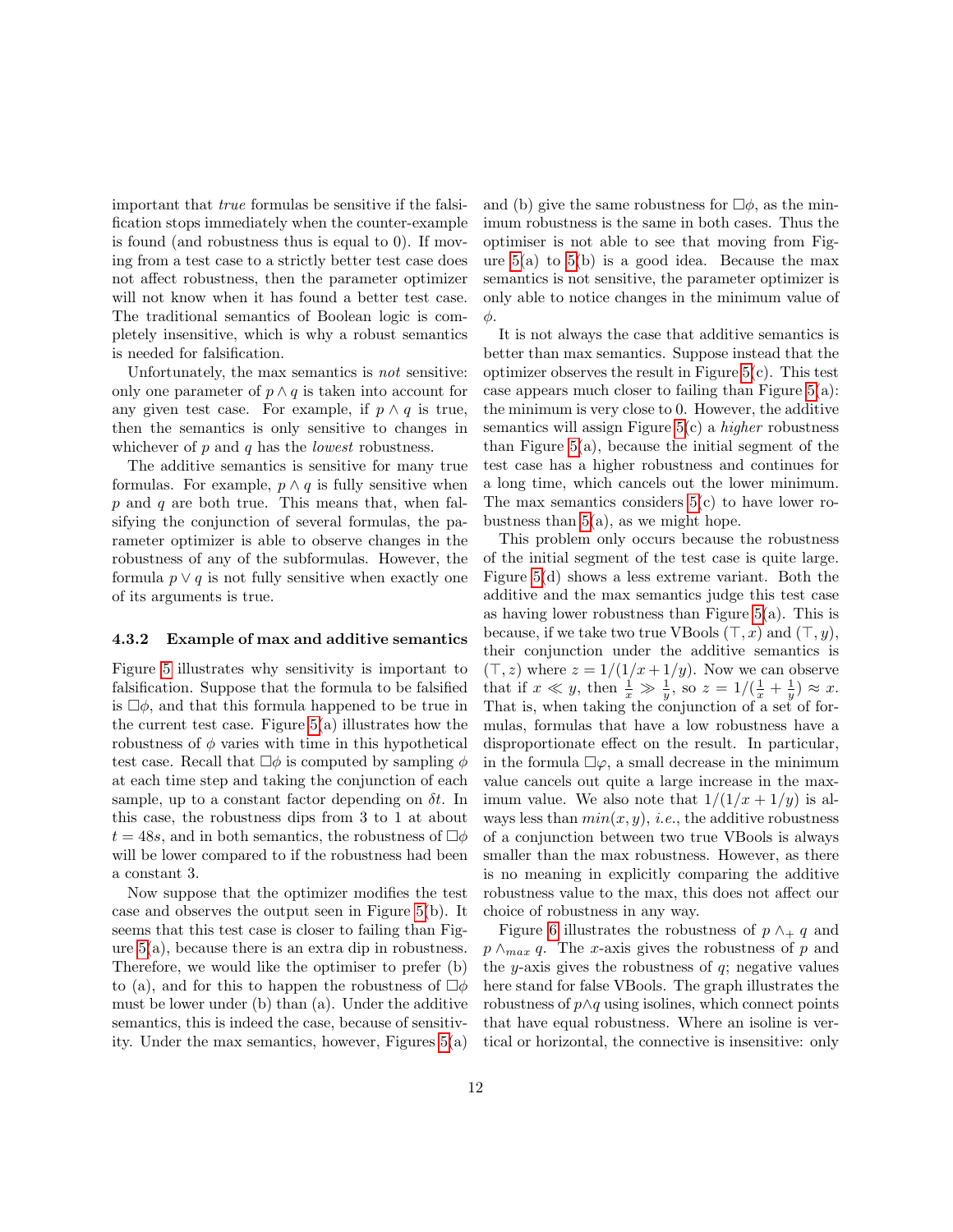important that *true* formulas be sensitive if the falsification stops immediately when the counter-example is found (and robustness thus is equal to 0). If moving from a test case to a strictly better test case does not affect robustness, then the parameter optimizer will not know when it has found a better test case. The traditional semantics of Boolean logic is completely insensitive, which is why a robust semantics is needed for falsification.

Unfortunately, the max semantics is *not* sensitive: only one parameter of $p \wedge q$ is taken into account for any given test case. For example, if $p \wedge q$ is true, then the semantics is only sensitive to changes in whichever of $p$ and $q$ has the *lowest* robustness.

The additive semantics is sensitive for many true formulas. For example, $p \wedge q$ is fully sensitive when $p$ and $q$ are both true. This means that, when falsifying the conjunction of several formulas, the parameter optimizer is able to observe changes in the robustness of any of the subformulas. However, the formula $p \vee q$ is not fully sensitive when exactly one of its arguments is true.

#### 4.3.2 Example of max and additive semantics

Figure 5 illustrates why sensitivity is important to falsification. Suppose that the formula to be falsified is $\Box\phi$, and that this formula happened to be true in the current test case. Figure 5(a) illustrates how the robustness of $\phi$ varies with time in this hypothetical test case. Recall that $\Box\phi$ is computed by sampling $\phi$ at each time step and taking the conjunction of each sample, up to a constant factor depending on $\delta t$. In this case, the robustness dips from 3 to 1 at about $t = 48s$, and in both semantics, the robustness of $\Box\phi$ will be lower compared to if the robustness had been a constant 3.

Now suppose that the optimizer modifies the test case and observes the output seen in Figure 5(b). It seems that this test case is closer to failing than Figure 5(a), because there is an extra dip in robustness. Therefore, we would like the optimiser to prefer (b) to (a), and for this to happen the robustness of $\Box\phi$ must be lower under (b) than (a). Under the additive semantics, this is indeed the case, because of sensitivity. Under the max semantics, however, Figures 5(a) and (b) give the same robustness for $\Box\phi$, as the minimum robustness is the same in both cases. Thus the optimiser is not able to see that moving from Figure 5(a) to 5(b) is a good idea. Because the max semantics is not sensitive, the parameter optimizer is only able to notice changes in the minimum value of $\phi$.

It is not always the case that additive semantics is better than max semantics. Suppose instead that the optimizer observes the result in Figure 5(c). This test case appears much closer to failing than Figure 5(a): the minimum is very close to 0. However, the additive semantics will assign Figure 5(c) a *higher* robustness than Figure 5(a), because the initial segment of the test case has a higher robustness and continues for a long time, which cancels out the lower minimum. The max semantics considers 5(c) to have lower robustness than 5(a), as we might hope.

This problem only occurs because the robustness of the initial segment of the test case is quite large. Figure 5(d) shows a less extreme variant. Both the additive and the max semantics judge this test case as having lower robustness than Figure 5(a). This is because, if we take two true VBools $(\top, x)$ and $(\top, y)$, their conjunction under the additive semantics is $(\top, z)$ where $z = 1/(1/x + 1/y)$. Now we can observe that if $x \ll y$, then $\frac{1}{x} \gg \frac{1}{y}$, so $z = 1/(\frac{1}{x} + \frac{1}{y}) \approx x$. That is, when taking the conjunction of a set of formulas, formulas that have a low robustness have a disproportionate effect on the result. In particular, in the formula $\Box\varphi$, a small decrease in the minimum value cancels out quite a large increase in the maximum value. We also note that $1/(1/x + 1/y)$ is always less than $min(x, y)$, *i.e.*, the additive robustness of a conjunction between two true VBools is always smaller than the max robustness. However, as there is no meaning in explicitly comparing the additive robustness value to the max, this does not affect our choice of robustness in any way.

Figure 6 illustrates the robustness of $p \wedge_+ q$ and $p \wedge_{max} q$. The $x$-axis gives the robustness of $p$ and the $y$-axis gives the robustness of $q$; negative values here stand for false VBools. The graph illustrates the robustness of $p \wedge q$ using isolines, which connect points that have equal robustness. Where an isoline is vertical or horizontal, the connective is insensitive: only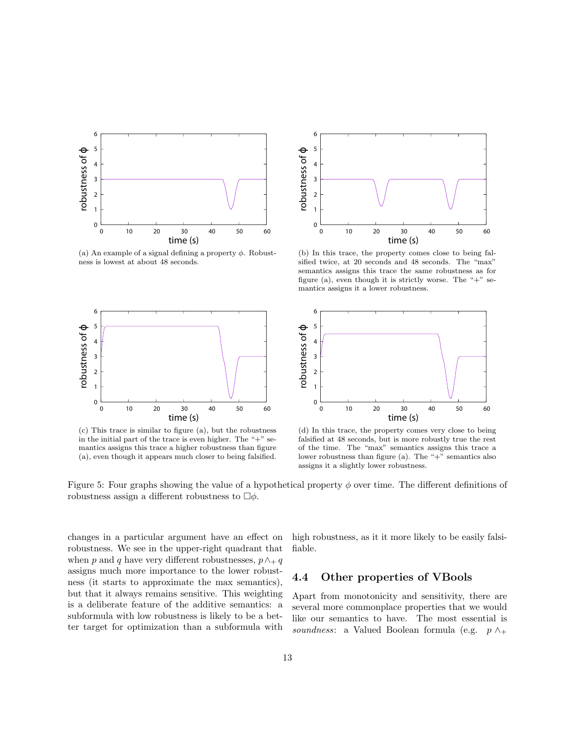(a) An example of a signal defining a property $\phi$. Robustness is lowest at about 48 seconds.

(b) In this trace, the property comes close to being falsified twice, at 20 seconds and 48 seconds. The "max" semantics assigns this trace the same robustness as for figure (a), even though it is strictly worse. The "+" semantics assigns it a lower robustness.

(c) This trace is similar to figure (a), but the robustness in the initial part of the trace is even higher. The "+" semantics assigns this trace a higher robustness than figure (a), even though it appears much closer to being falsified.

(d) In this trace, the property comes very close to being falsified at 48 seconds, but is more robustly true the rest of the time. The "max" semantics assigns this trace a lower robustness than figure (a). The "+" semantics also assigns it a slightly lower robustness.

Figure 5: Four graphs showing the value of a hypothetical property $\phi$ over time. The different definitions of robustness assign a different robustness to $\Box\phi$.

changes in a particular argument have an effect on robustness. We see in the upper-right quadrant that when $p$ and $q$ have very different robustnesses, $p \wedge_+ q$ assigns much more importance to the lower robustness (it starts to approximate the max semantics), but that it always remains sensitive. This weighting is a deliberate feature of the additive semantics: a subformula with low robustness is likely to be a better target for optimization than a subformula with high robustness, as it it more likely to be easily falsifiable.

## 4.4 Other properties of VBools

Apart from monotonicity and sensitivity, there are several more commonplace properties that we would like our semantics to have. The most essential is *soundness*: a Valued Boolean formula (e.g. $p \wedge_+$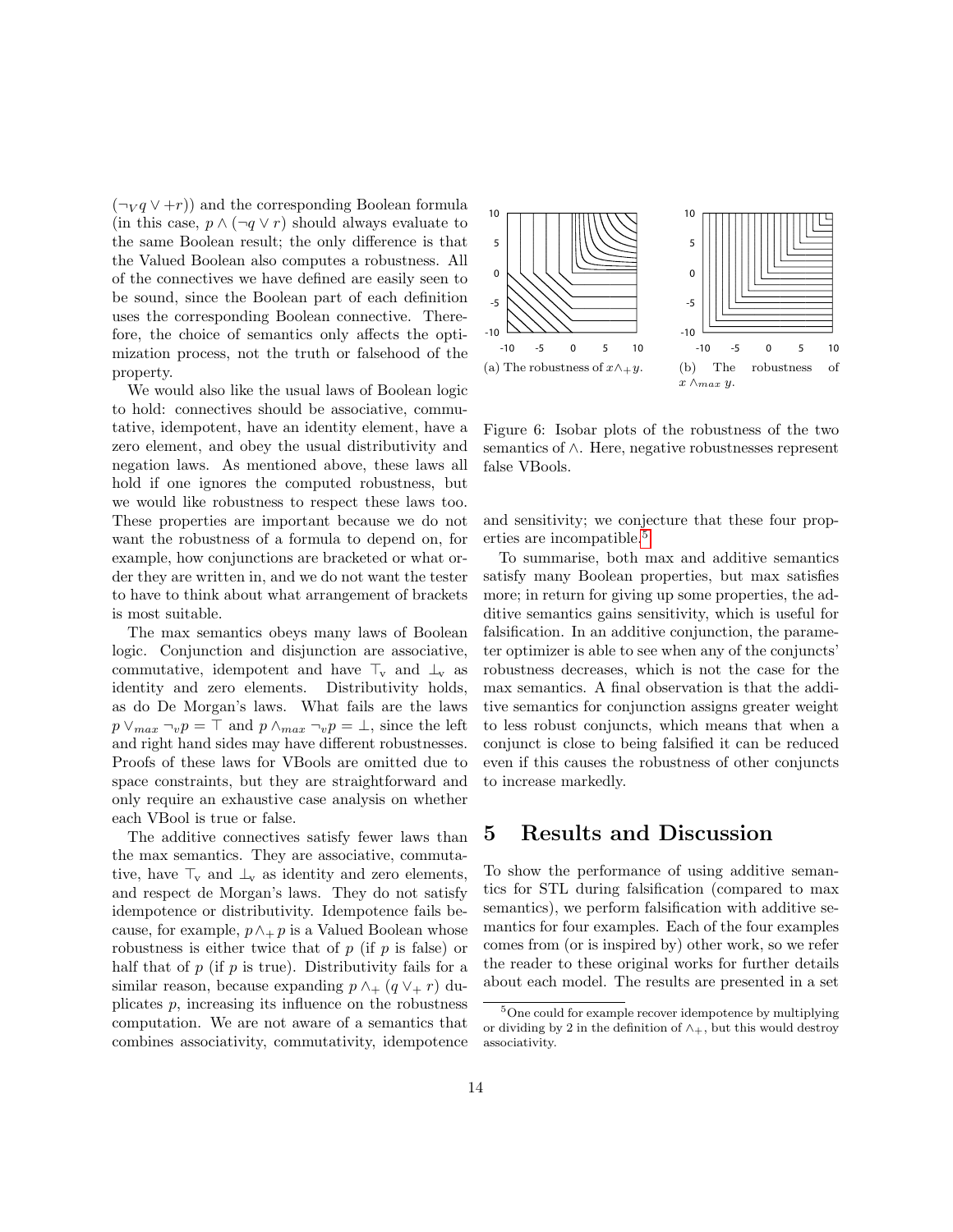$(\neg_V q \vee +r))$ and the corresponding Boolean formula (in this case, $p \wedge (\neg q \vee r)$ should always evaluate to the same Boolean result; the only difference is that the Valued Boolean also computes a robustness. All of the connectives we have defined are easily seen to be sound, since the Boolean part of each definition uses the corresponding Boolean connective. Therefore, the choice of semantics only affects the optimization process, not the truth or falsehood of the property.

We would also like the usual laws of Boolean logic to hold: connectives should be associative, commutative, idempotent, have an identity element, have a zero element, and obey the usual distributivity and negation laws. As mentioned above, these laws all hold if one ignores the computed robustness, but we would like robustness to respect these laws too. These properties are important because we do not want the robustness of a formula to depend on, for example, how conjunctions are bracketed or what order they are written in, and we do not want the tester to have to think about what arrangement of brackets is most suitable.

The max semantics obeys many laws of Boolean logic. Conjunction and disjunction are associative, commutative, idempotent and have $\top_v$ and $\bot_v$ as identity and zero elements. Distributivity holds, as do De Morgan's laws. What fails are the laws $p \vee_{max} \neg_v p = \top$ and $p \wedge_{max} \neg_v p = \bot$, since the left and right hand sides may have different robustnesses. Proofs of these laws for VBools are omitted due to space constraints, but they are straightforward and only require an exhaustive case analysis on whether each VBool is true or false.

The additive connectives satisfy fewer laws than the max semantics. They are associative, commutative, have $\top_v$ and $\bot_v$ as identity and zero elements, and respect de Morgan's laws. They do not satisfy idempotence or distributivity. Idempotence fails because, for example, $p \wedge_+ p$ is a Valued Boolean whose robustness is either twice that of $p$ (if $p$ is false) or half that of $p$ (if $p$ is true). Distributivity fails for a similar reason, because expanding $p \wedge_+ (q \vee_+ r)$ duplicates $p$, increasing its influence on the robustness computation. We are not aware of a semantics that combines associativity, commutativity, idempotence and sensitivity; we conjecture that these four properties are incompatible.[5]

(a) The robustness of $x \wedge_+ y$.

(b) The robustness of $x \wedge_{max} y$.

Figure 6: Isobar plots of the robustness of the two semantics of $\wedge$. Here, negative robustnesses represent false VBools.

To summarise, both max and additive semantics satisfy many Boolean properties, but max satisfies more; in return for giving up some properties, the additive semantics gains sensitivity, which is useful for falsification. In an additive conjunction, the parameter optimizer is able to see when any of the conjuncts' robustness decreases, which is not the case for the max semantics. A final observation is that the additive semantics for conjunction assigns greater weight to less robust conjuncts, which means that when a conjunct is close to being falsified it can be reduced even if this causes the robustness of other conjuncts to increase markedly.

## 5 Results and Discussion

To show the performance of using additive semantics for STL during falsification (compared to max semantics), we perform falsification with additive semantics for four examples. Each of the four examples comes from (or is inspired by) other work, so we refer the reader to these original works for further details about each model. The results are presented in a set

[5] One could for example recover idempotence by multiplying or dividing by 2 in the definition of $\wedge_+$, but this would destroy associativity.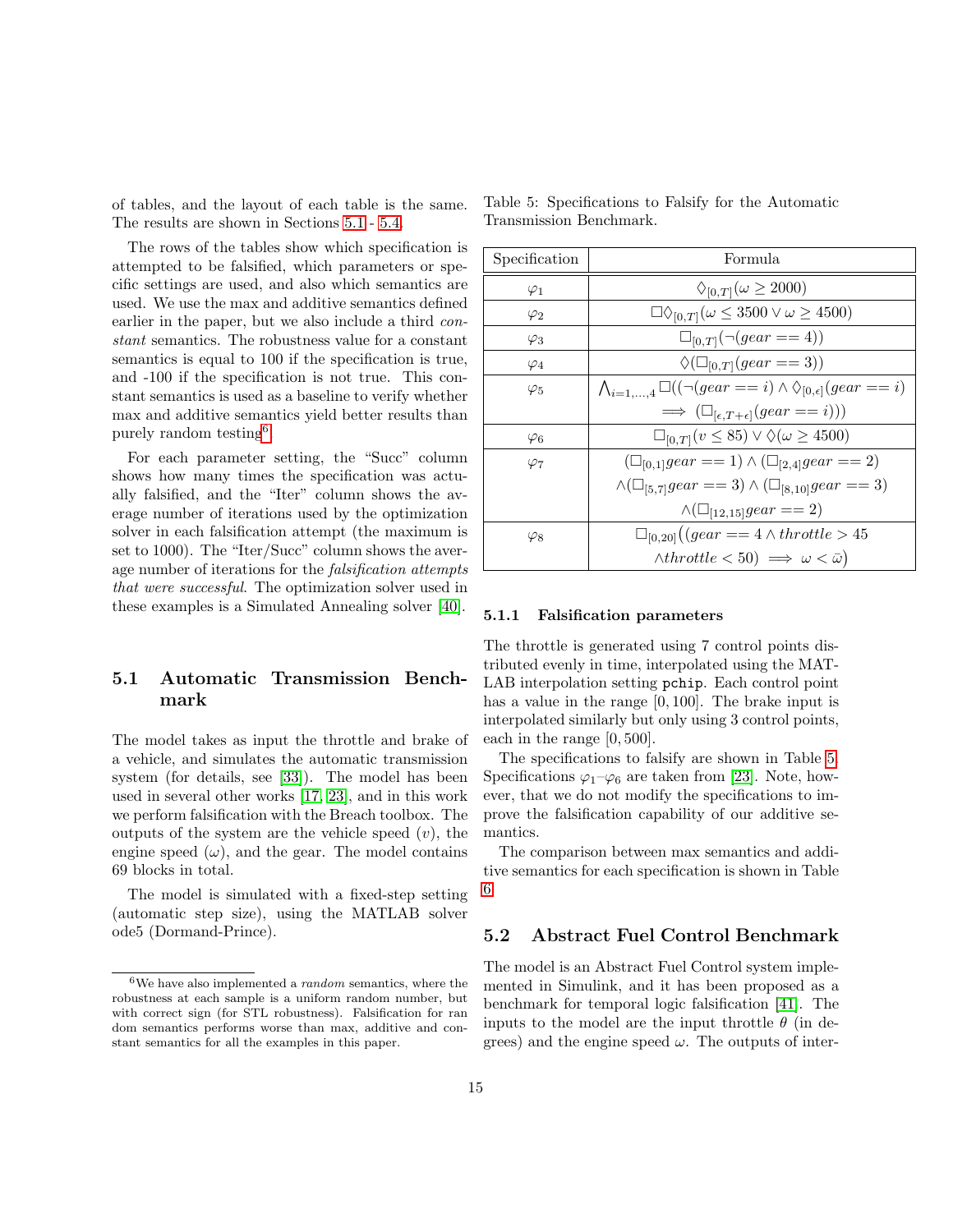of tables, and the layout of each table is the same. The results are shown in Sections 5.1 - 5.4.

The rows of the tables show which specification is attempted to be falsified, which parameters or specific settings are used, and also which semantics are used. We use the max and additive semantics defined earlier in the paper, but we also include a third *constant* semantics. The robustness value for a constant semantics is equal to 100 if the specification is true, and -100 if the specification is not true. This constant semantics is used as a baseline to verify whether max and additive semantics yield better results than purely random testing[6].

For each parameter setting, the "Succ" column shows how many times the specification was actually falsified, and the "Iter" column shows the average number of iterations used by the optimization solver in each falsification attempt (the maximum is set to 1000). The "Iter/Succ" column shows the average number of iterations for the *falsification attempts that were successful*. The optimization solver used in these examples is a Simulated Annealing solver [40].

## 5.1 Automatic Transmission Benchmark

The model takes as input the throttle and brake of a vehicle, and simulates the automatic transmission system (for details, see [33]). The model has been used in several other works [17, 23], and in this work we perform falsification with the Breach toolbox. The outputs of the system are the vehicle speed ($v$), the engine speed ($\omega$), and the gear. The model contains 69 blocks in total.

The model is simulated with a fixed-step setting (automatic step size), using the MATLAB solver ode5 (Dormand-Prince).

[6] We have also implemented a *random* semantics, where the robustness at each sample is a uniform random number, but with correct sign (for STL robustness). Falsification for random semantics performs worse than max, additive and constant semantics for all the examples in this paper.

Table 5: Specifications to Falsify for the Automatic Transmission Benchmark.

| Specification | Formula |
| --- | --- |
| $\varphi_1$ | $\Diamond_{[0,T]}(\omega \geq 2000)$ |
| $\varphi_2$ | $\Box\Diamond_{[0,T]}(\omega \leq 3500 \vee \omega \geq 4500)$ |
| $\varphi_3$ | $\Box_{[0,T]}(\neg(gear == 4))$ |
| $\varphi_4$ | $\Diamond(\Box_{[0,T]}(gear == 3))$ |
| $\varphi_5$ | $\bigwedge_{i=1,\ldots,4} \Box((\neg(gear == i) \wedge \Diamond_{[0,\epsilon]}(gear == i) \implies (\Box_{[\epsilon,T+\epsilon]}(gear == i)))$ |
| $\varphi_6$ | $\Box_{[0,T]}(v \leq 85) \vee \Diamond(\omega \geq 4500)$ |
| $\varphi_7$ | $(\Box_{[0,1]} gear == 1) \wedge (\Box_{[2,4]} gear == 2) \wedge(\Box_{[5,7]} gear == 3) \wedge (\Box_{[8,10]} gear == 3) \wedge(\Box_{[12,15]} gear == 2)$ |
| $\varphi_8$ | $\Box_{[0,20]}\big((gear == 4 \wedge throttle > 45 \wedge throttle < 50) \implies \omega < \bar{\omega}\big)$ |

### 5.1.1 Falsification parameters

The throttle is generated using 7 control points distributed evenly in time, interpolated using the MATLAB interpolation setting `pchip`. Each control point has a value in the range $[0, 100]$. The brake input is interpolated similarly but only using 3 control points, each in the range $[0, 500]$.

The specifications to falsify are shown in Table 5. Specifications $\varphi_1$–$\varphi_6$ are taken from [23]. Note, however, that we do not modify the specifications to improve the falsification capability of our additive semantics.

The comparison between max semantics and additive semantics for each specification is shown in Table 6.

## 5.2 Abstract Fuel Control Benchmark

The model is an Abstract Fuel Control system implemented in Simulink, and it has been proposed as a benchmark for temporal logic falsification [41]. The inputs to the model are the input throttle $\theta$ (in degrees) and the engine speed $\omega$. The outputs of inter-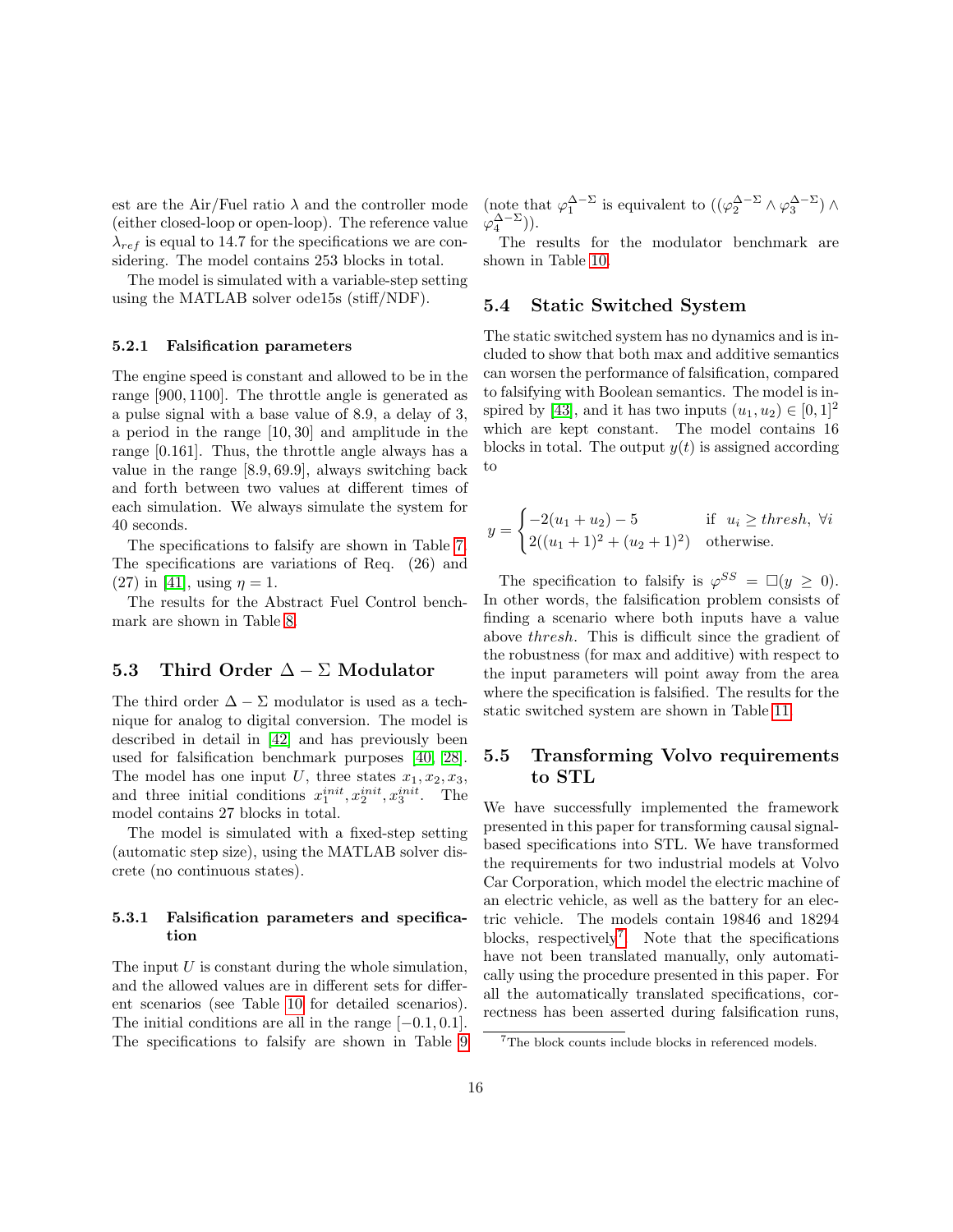est are the Air/Fuel ratio $\lambda$ and the controller mode (either closed-loop or open-loop). The reference value $\lambda_{ref}$ is equal to 14.7 for the specifications we are considering. The model contains 253 blocks in total.

The model is simulated with a variable-step setting using the MATLAB solver ode15s (stiff/NDF).

#### 5.2.1 Falsification parameters

The engine speed is constant and allowed to be in the range $[900, 1100]$. The throttle angle is generated as a pulse signal with a base value of 8.9, a delay of 3, a period in the range $[10, 30]$ and amplitude in the range $[0.161]$. Thus, the throttle angle always has a value in the range $[8.9, 69.9]$, always switching back and forth between two values at different times of each simulation. We always simulate the system for 40 seconds.

The specifications to falsify are shown in Table 7. The specifications are variations of Req. (26) and (27) in [41], using $\eta = 1$.

The results for the Abstract Fuel Control benchmark are shown in Table 8.

### 5.3 Third Order $\Delta - \Sigma$ Modulator

The third order $\Delta - \Sigma$ modulator is used as a technique for analog to digital conversion. The model is described in detail in [42] and has previously been used for falsification benchmark purposes [40, 28]. The model has one input $U$, three states $x_1, x_2, x_3$, and three initial conditions $x_1^{init}, x_2^{init}, x_3^{init}$. The model contains 27 blocks in total.

The model is simulated with a fixed-step setting (automatic step size), using the MATLAB solver discrete (no continuous states).

#### 5.3.1 Falsification parameters and specification

The input $U$ is constant during the whole simulation, and the allowed values are in different sets for different scenarios (see Table 10 for detailed scenarios). The initial conditions are all in the range $[-0.1, 0.1]$. The specifications to falsify are shown in Table 9 (note that $\varphi_1^{\Delta-\Sigma}$ is equivalent to $((\varphi_2^{\Delta-\Sigma} \wedge \varphi_3^{\Delta-\Sigma}) \wedge \varphi_4^{\Delta-\Sigma}))$.

The results for the modulator benchmark are shown in Table 10.

### 5.4 Static Switched System

The static switched system has no dynamics and is included to show that both max and additive semantics can worsen the performance of falsification, compared to falsifying with Boolean semantics. The model is inspired by [43], and it has two inputs $(u_1, u_2) \in [0, 1]^2$ which are kept constant. The model contains 16 blocks in total. The output $y(t)$ is assigned according to

$$y = \begin{cases} -2(u_1 + u_2) - 5 & \text{if } \; u_i \geq \mathit{thresh}, \; \forall i \\ 2((u_1+1)^2 + (u_2+1)^2) & \text{otherwise.} \end{cases}$$

The specification to falsify is $\varphi^{SS} = \Box(y \geq 0)$. In other words, the falsification problem consists of finding a scenario where both inputs have a value above *thresh*. This is difficult since the gradient of the robustness (for max and additive) with respect to the input parameters will point away from the area where the specification is falsified. The results for the static switched system are shown in Table 11.

### 5.5 Transforming Volvo requirements to STL

We have successfully implemented the framework presented in this paper for transforming causal signal-based specifications into STL. We have transformed the requirements for two industrial models at Volvo Car Corporation, which model the electric machine of an electric vehicle, as well as the battery for an electric vehicle. The models contain 19846 and 18294 blocks, respectively[7]. Note that the specifications have not been translated manually, only automatically using the procedure presented in this paper. For all the automatically translated specifications, correctness has been asserted during falsification runs,

[7] The block counts include blocks in referenced models.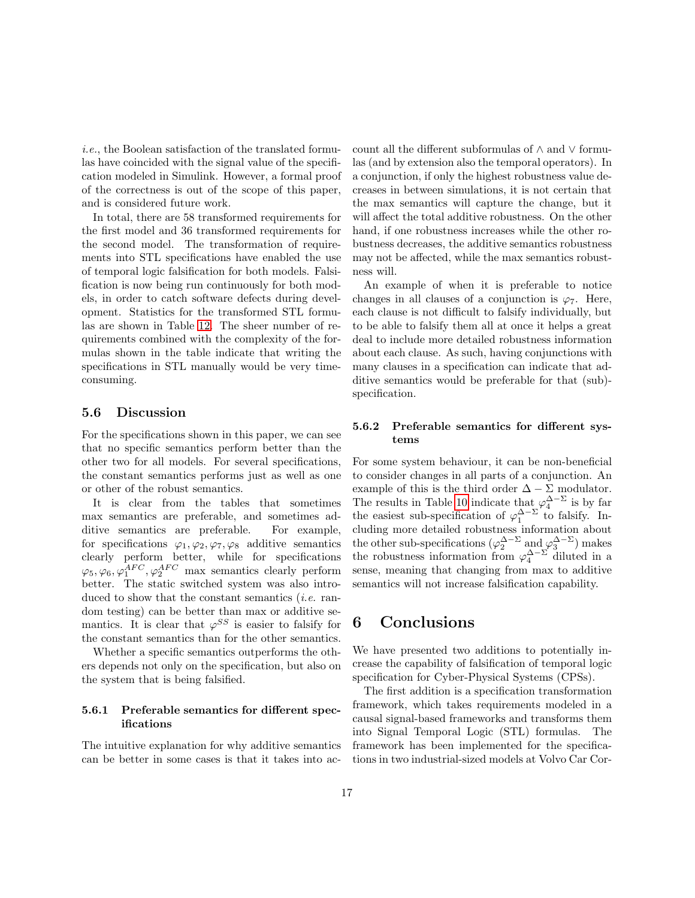*i.e.*, the Boolean satisfaction of the translated formulas have coincided with the signal value of the specification modeled in Simulink. However, a formal proof of the correctness is out of the scope of this paper, and is considered future work.

In total, there are 58 transformed requirements for the first model and 36 transformed requirements for the second model. The transformation of requirements into STL specifications have enabled the use of temporal logic falsification for both models. Falsification is now being run continuously for both models, in order to catch software defects during development. Statistics for the transformed STL formulas are shown in Table 12. The sheer number of requirements combined with the complexity of the formulas shown in the table indicate that writing the specifications in STL manually would be very time-consuming.

## 5.6 Discussion

For the specifications shown in this paper, we can see that no specific semantics perform better than the other two for all models. For several specifications, the constant semantics performs just as well as one or other of the robust semantics.

It is clear from the tables that sometimes max semantics are preferable, and sometimes additive semantics are preferable. For example, for specifications $\varphi_1, \varphi_2, \varphi_7, \varphi_8$ additive semantics clearly perform better, while for specifications $\varphi_5, \varphi_6, \varphi_1^{AFC}, \varphi_2^{AFC}$ max semantics clearly perform better. The static switched system was also introduced to show that the constant semantics (*i.e.* random testing) can be better than max or additive semantics. It is clear that $\varphi^{SS}$ is easier to falsify for the constant semantics than for the other semantics.

Whether a specific semantics outperforms the others depends not only on the specification, but also on the system that is being falsified.

### 5.6.1 Preferable semantics for different specifications

The intuitive explanation for why additive semantics can be better in some cases is that it takes into account all the different subformulas of $\wedge$ and $\vee$ formulas (and by extension also the temporal operators). In a conjunction, if only the highest robustness value decreases in between simulations, it is not certain that the max semantics will capture the change, but it will affect the total additive robustness. On the other hand, if one robustness increases while the other robustness decreases, the additive semantics robustness may not be affected, while the max semantics robustness will.

An example of when it is preferable to notice changes in all clauses of a conjunction is $\varphi_7$. Here, each clause is not difficult to falsify individually, but to be able to falsify them all at once it helps a great deal to include more detailed robustness information about each clause. As such, having conjunctions with many clauses in a specification can indicate that additive semantics would be preferable for that (sub)-specification.

### 5.6.2 Preferable semantics for different systems

For some system behaviour, it can be non-beneficial to consider changes in all parts of a conjunction. An example of this is the third order $\Delta - \Sigma$ modulator. The results in Table 10 indicate that $\varphi_4^{\Delta-\Sigma}$ is by far the easiest sub-specification of $\varphi_1^{\Delta-\Sigma}$ to falsify. Including more detailed robustness information about the other sub-specifications ($\varphi_2^{\Delta-\Sigma}$ and $\varphi_3^{\Delta-\Sigma}$) makes the robustness information from $\varphi_4^{\Delta-\Sigma}$ diluted in a sense, meaning that changing from max to additive semantics will not increase falsification capability.

# 6 Conclusions

We have presented two additions to potentially increase the capability of falsification of temporal logic specification for Cyber-Physical Systems (CPSs).

The first addition is a specification transformation framework, which takes requirements modeled in a causal signal-based frameworks and transforms them into Signal Temporal Logic (STL) formulas. The framework has been implemented for the specifications in two industrial-sized models at Volvo Car Cor-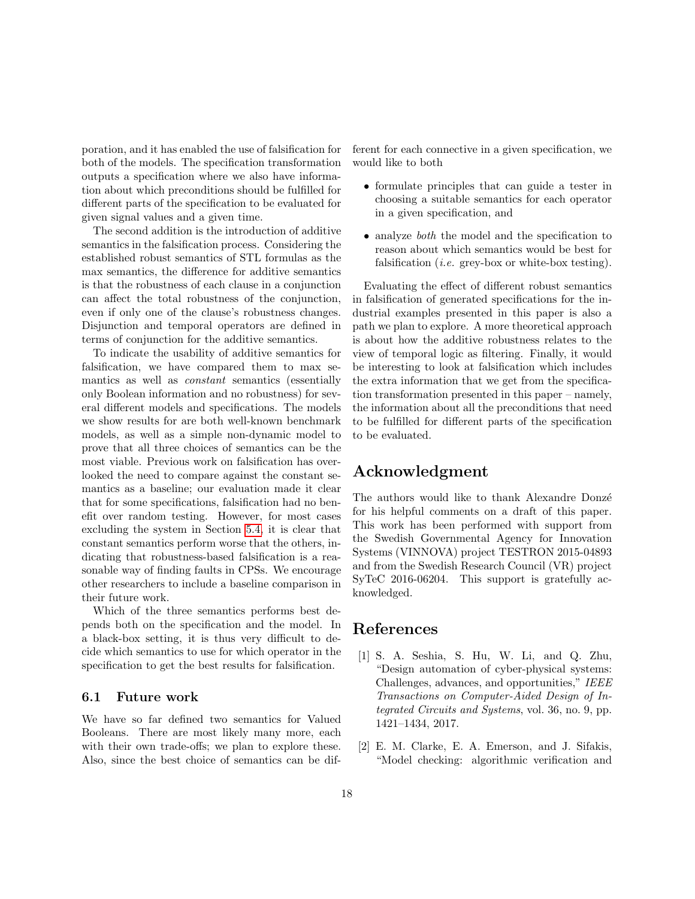poration, and it has enabled the use of falsification for both of the models. The specification transformation outputs a specification where we also have information about which preconditions should be fulfilled for different parts of the specification to be evaluated for given signal values and a given time.

The second addition is the introduction of additive semantics in the falsification process. Considering the established robust semantics of STL formulas as the max semantics, the difference for additive semantics is that the robustness of each clause in a conjunction can affect the total robustness of the conjunction, even if only one of the clause's robustness changes. Disjunction and temporal operators are defined in terms of conjunction for the additive semantics.

To indicate the usability of additive semantics for falsification, we have compared them to max semantics as well as *constant* semantics (essentially only Boolean information and no robustness) for several different models and specifications. The models we show results for are both well-known benchmark models, as well as a simple non-dynamic model to prove that all three choices of semantics can be the most viable. Previous work on falsification has overlooked the need to compare against the constant semantics as a baseline; our evaluation made it clear that for some specifications, falsification had no benefit over random testing. However, for most cases excluding the system in Section 5.4, it is clear that constant semantics perform worse that the others, indicating that robustness-based falsification is a reasonable way of finding faults in CPSs. We encourage other researchers to include a baseline comparison in their future work.

Which of the three semantics performs best depends both on the specification and the model. In a black-box setting, it is thus very difficult to decide which semantics to use for which operator in the specification to get the best results for falsification.

### 6.1 Future work

We have so far defined two semantics for Valued Booleans. There are most likely many more, each with their own trade-offs; we plan to explore these. Also, since the best choice of semantics can be different for each connective in a given specification, we would like to both

- formulate principles that can guide a tester in choosing a suitable semantics for each operator in a given specification, and
- analyze *both* the model and the specification to reason about which semantics would be best for falsification (*i.e.* grey-box or white-box testing).

Evaluating the effect of different robust semantics in falsification of generated specifications for the industrial examples presented in this paper is also a path we plan to explore. A more theoretical approach is about how the additive robustness relates to the view of temporal logic as filtering. Finally, it would be interesting to look at falsification which includes the extra information that we get from the specification transformation presented in this paper – namely, the information about all the preconditions that need to be fulfilled for different parts of the specification to be evaluated.

## Acknowledgment

The authors would like to thank Alexandre Donzé for his helpful comments on a draft of this paper. This work has been performed with support from the Swedish Governmental Agency for Innovation Systems (VINNOVA) project TESTRON 2015-04893 and from the Swedish Research Council (VR) project SyTeC 2016-06204. This support is gratefully acknowledged.

## References

[1] S. A. Seshia, S. Hu, W. Li, and Q. Zhu, "Design automation of cyber-physical systems: Challenges, advances, and opportunities," *IEEE Transactions on Computer-Aided Design of Integrated Circuits and Systems*, vol. 36, no. 9, pp. 1421–1434, 2017.

[2] E. M. Clarke, E. A. Emerson, and J. Sifakis, "Model checking: algorithmic verification and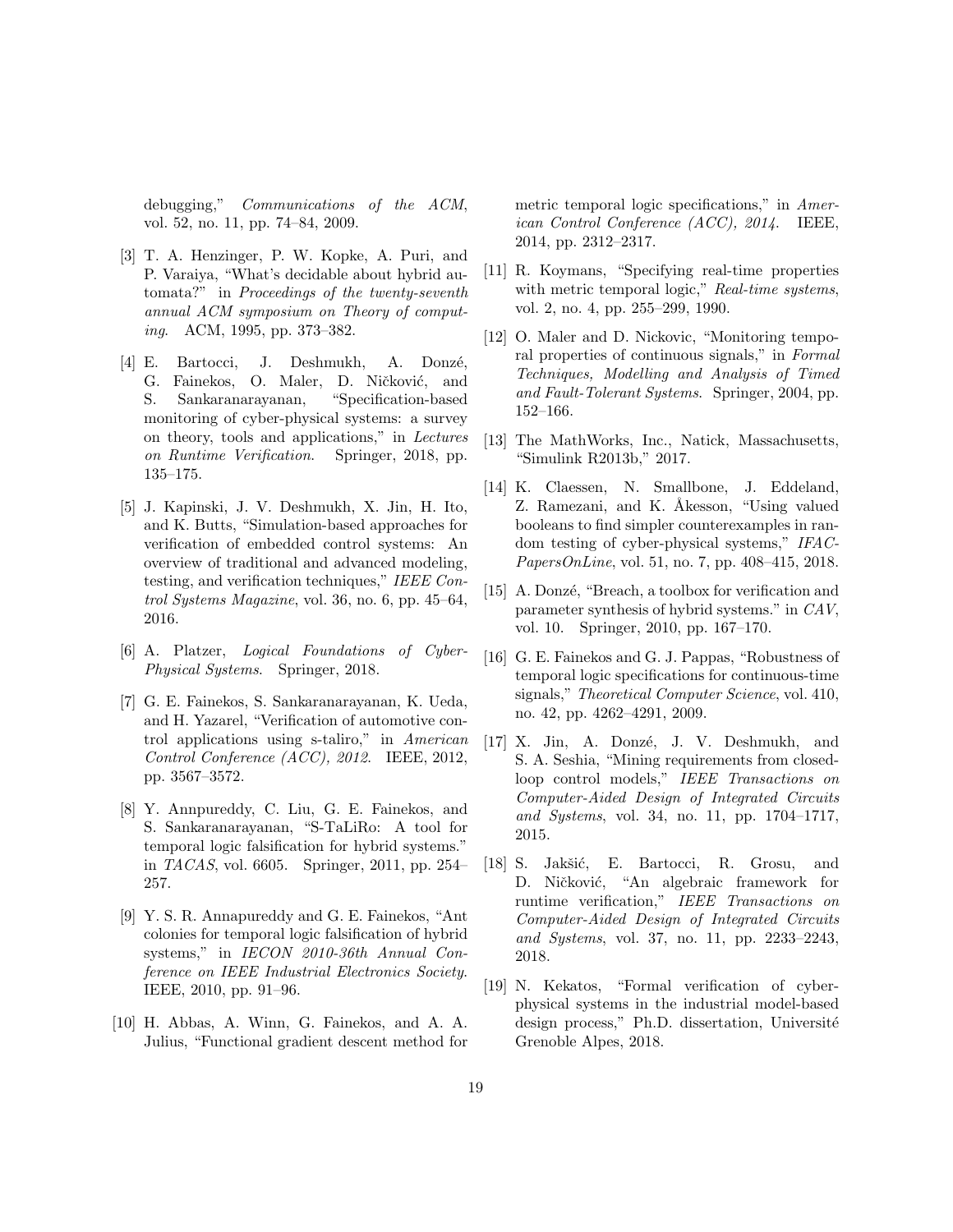debugging," *Communications of the ACM*, vol. 52, no. 11, pp. 74–84, 2009.

[3] T. A. Henzinger, P. W. Kopke, A. Puri, and P. Varaiya, "What's decidable about hybrid automata?" in *Proceedings of the twenty-seventh annual ACM symposium on Theory of computing*. ACM, 1995, pp. 373–382.

[4] E. Bartocci, J. Deshmukh, A. Donzé, G. Fainekos, O. Maler, D. Ničković, and S. Sankaranarayanan, "Specification-based monitoring of cyber-physical systems: a survey on theory, tools and applications," in *Lectures on Runtime Verification*. Springer, 2018, pp. 135–175.

[5] J. Kapinski, J. V. Deshmukh, X. Jin, H. Ito, and K. Butts, "Simulation-based approaches for verification of embedded control systems: An overview of traditional and advanced modeling, testing, and verification techniques," *IEEE Control Systems Magazine*, vol. 36, no. 6, pp. 45–64, 2016.

[6] A. Platzer, *Logical Foundations of Cyber-Physical Systems*. Springer, 2018.

[7] G. E. Fainekos, S. Sankaranarayanan, K. Ueda, and H. Yazarel, "Verification of automotive control applications using s-taliro," in *American Control Conference (ACC), 2012*. IEEE, 2012, pp. 3567–3572.

[8] Y. Annpureddy, C. Liu, G. E. Fainekos, and S. Sankaranarayanan, "S-TaLiRo: A tool for temporal logic falsification for hybrid systems." in *TACAS*, vol. 6605. Springer, 2011, pp. 254–257.

[9] Y. S. R. Annapureddy and G. E. Fainekos, "Ant colonies for temporal logic falsification of hybrid systems," in *IECON 2010-36th Annual Conference on IEEE Industrial Electronics Society*. IEEE, 2010, pp. 91–96.

[10] H. Abbas, A. Winn, G. Fainekos, and A. A. Julius, "Functional gradient descent method for metric temporal logic specifications," in *American Control Conference (ACC), 2014*. IEEE, 2014, pp. 2312–2317.

[11] R. Koymans, "Specifying real-time properties with metric temporal logic," *Real-time systems*, vol. 2, no. 4, pp. 255–299, 1990.

[12] O. Maler and D. Nickovic, "Monitoring temporal properties of continuous signals," in *Formal Techniques, Modelling and Analysis of Timed and Fault-Tolerant Systems*. Springer, 2004, pp. 152–166.

[13] The MathWorks, Inc., Natick, Massachusetts, "Simulink R2013b," 2017.

[14] K. Claessen, N. Smallbone, J. Eddeland, Z. Ramezani, and K. Åkesson, "Using valued booleans to find simpler counterexamples in random testing of cyber-physical systems," *IFAC-PapersOnLine*, vol. 51, no. 7, pp. 408–415, 2018.

[15] A. Donzé, "Breach, a toolbox for verification and parameter synthesis of hybrid systems." in *CAV*, vol. 10. Springer, 2010, pp. 167–170.

[16] G. E. Fainekos and G. J. Pappas, "Robustness of temporal logic specifications for continuous-time signals," *Theoretical Computer Science*, vol. 410, no. 42, pp. 4262–4291, 2009.

[17] X. Jin, A. Donzé, J. V. Deshmukh, and S. A. Seshia, "Mining requirements from closed-loop control models," *IEEE Transactions on Computer-Aided Design of Integrated Circuits and Systems*, vol. 34, no. 11, pp. 1704–1717, 2015.

[18] S. Jakšić, E. Bartocci, R. Grosu, and D. Ničković, "An algebraic framework for runtime verification," *IEEE Transactions on Computer-Aided Design of Integrated Circuits and Systems*, vol. 37, no. 11, pp. 2233–2243, 2018.

[19] N. Kekatos, "Formal verification of cyber-physical systems in the industrial model-based design process," Ph.D. dissertation, Université Grenoble Alpes, 2018.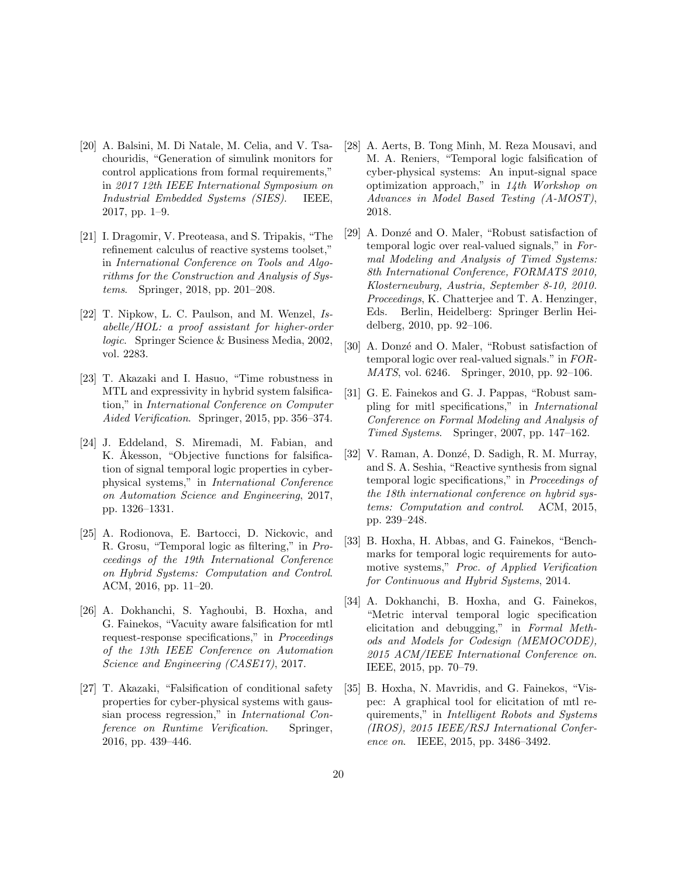[20] A. Balsini, M. Di Natale, M. Celia, and V. Tsachouridis, "Generation of simulink monitors for control applications from formal requirements," in *2017 12th IEEE International Symposium on Industrial Embedded Systems (SIES)*. IEEE, 2017, pp. 1–9.

[21] I. Dragomir, V. Preoteasa, and S. Tripakis, "The refinement calculus of reactive systems toolset," in *International Conference on Tools and Algorithms for the Construction and Analysis of Systems*. Springer, 2018, pp. 201–208.

[22] T. Nipkow, L. C. Paulson, and M. Wenzel, *Isabelle/HOL: a proof assistant for higher-order logic*. Springer Science & Business Media, 2002, vol. 2283.

[23] T. Akazaki and I. Hasuo, "Time robustness in MTL and expressivity in hybrid system falsification," in *International Conference on Computer Aided Verification*. Springer, 2015, pp. 356–374.

[24] J. Eddeland, S. Miremadi, M. Fabian, and K. Åkesson, "Objective functions for falsification of signal temporal logic properties in cyber-physical systems," in *International Conference on Automation Science and Engineering*, 2017, pp. 1326–1331.

[25] A. Rodionova, E. Bartocci, D. Nickovic, and R. Grosu, "Temporal logic as filtering," in *Proceedings of the 19th International Conference on Hybrid Systems: Computation and Control*. ACM, 2016, pp. 11–20.

[26] A. Dokhanchi, S. Yaghoubi, B. Hoxha, and G. Fainekos, "Vacuity aware falsification for mtl request-response specifications," in *Proceedings of the 13th IEEE Conference on Automation Science and Engineering (CASE17)*, 2017.

[27] T. Akazaki, "Falsification of conditional safety properties for cyber-physical systems with gaussian process regression," in *International Conference on Runtime Verification*. Springer, 2016, pp. 439–446.

[28] A. Aerts, B. Tong Minh, M. Reza Mousavi, and M. A. Reniers, "Temporal logic falsification of cyber-physical systems: An input-signal space optimization approach," in *14th Workshop on Advances in Model Based Testing (A-MOST)*, 2018.

[29] A. Donzé and O. Maler, "Robust satisfaction of temporal logic over real-valued signals," in *Formal Modeling and Analysis of Timed Systems: 8th International Conference, FORMATS 2010, Klosterneuburg, Austria, September 8-10, 2010. Proceedings*, K. Chatterjee and T. A. Henzinger, Eds. Berlin, Heidelberg: Springer Berlin Heidelberg, 2010, pp. 92–106.

[30] A. Donzé and O. Maler, "Robust satisfaction of temporal logic over real-valued signals." in *FORMATS*, vol. 6246. Springer, 2010, pp. 92–106.

[31] G. E. Fainekos and G. J. Pappas, "Robust sampling for mitl specifications," in *International Conference on Formal Modeling and Analysis of Timed Systems*. Springer, 2007, pp. 147–162.

[32] V. Raman, A. Donzé, D. Sadigh, R. M. Murray, and S. A. Seshia, "Reactive synthesis from signal temporal logic specifications," in *Proceedings of the 18th international conference on hybrid systems: Computation and control*. ACM, 2015, pp. 239–248.

[33] B. Hoxha, H. Abbas, and G. Fainekos, "Benchmarks for temporal logic requirements for automotive systems," *Proc. of Applied Verification for Continuous and Hybrid Systems*, 2014.

[34] A. Dokhanchi, B. Hoxha, and G. Fainekos, "Metric interval temporal logic specification elicitation and debugging," in *Formal Methods and Models for Codesign (MEMOCODE), 2015 ACM/IEEE International Conference on*. IEEE, 2015, pp. 70–79.

[35] B. Hoxha, N. Mavridis, and G. Fainekos, "Vispec: A graphical tool for elicitation of mtl requirements," in *Intelligent Robots and Systems (IROS), 2015 IEEE/RSJ International Conference on*. IEEE, 2015, pp. 3486–3492.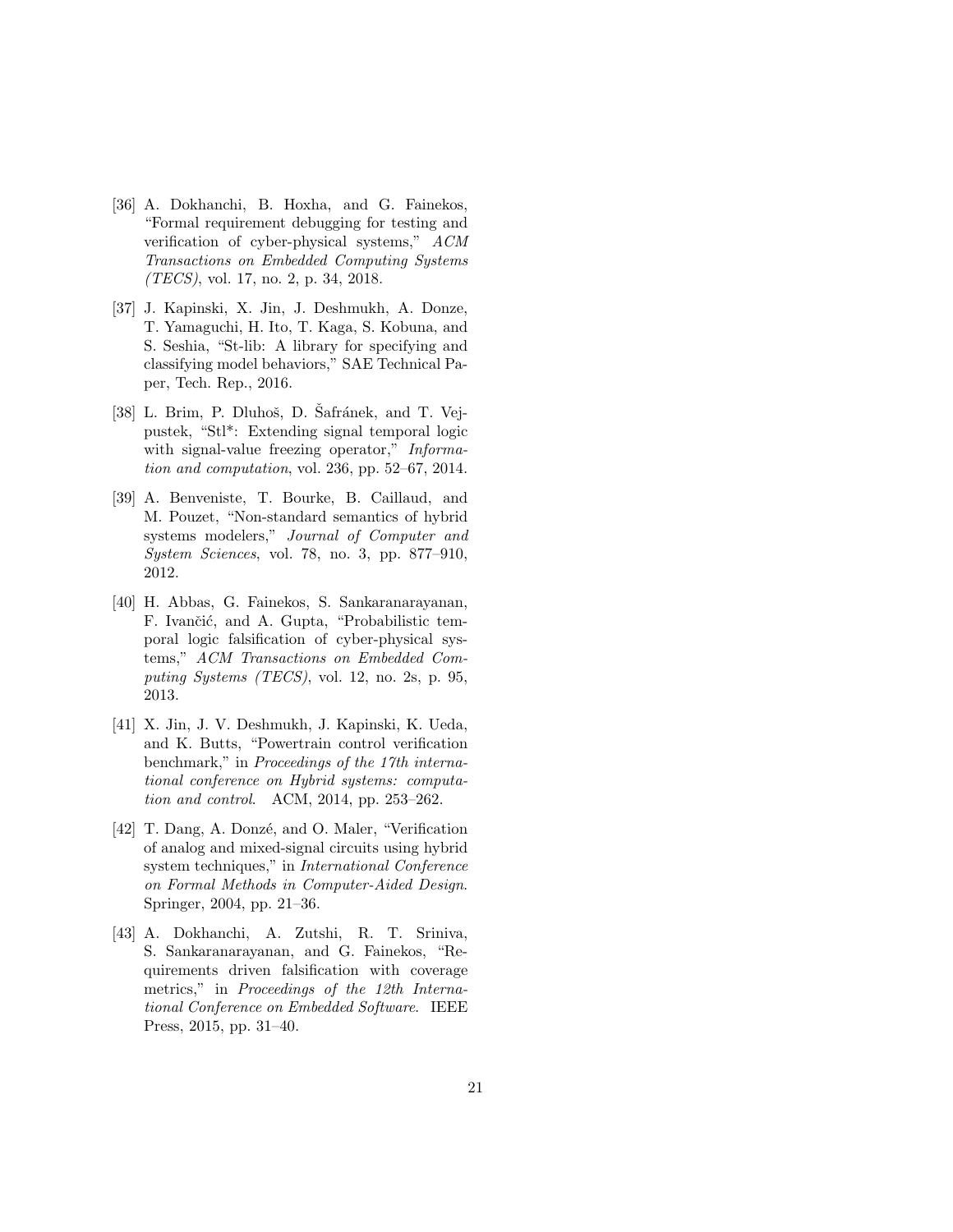[36] A. Dokhanchi, B. Hoxha, and G. Fainekos, "Formal requirement debugging for testing and verification of cyber-physical systems," *ACM Transactions on Embedded Computing Systems (TECS)*, vol. 17, no. 2, p. 34, 2018.

[37] J. Kapinski, X. Jin, J. Deshmukh, A. Donze, T. Yamaguchi, H. Ito, T. Kaga, S. Kobuna, and S. Seshia, "St-lib: A library for specifying and classifying model behaviors," SAE Technical Paper, Tech. Rep., 2016.

[38] L. Brim, P. Dluhoš, D. Šafránek, and T. Vejpustek, "Stl*: Extending signal temporal logic with signal-value freezing operator," *Information and computation*, vol. 236, pp. 52–67, 2014.

[39] A. Benveniste, T. Bourke, B. Caillaud, and M. Pouzet, "Non-standard semantics of hybrid systems modelers," *Journal of Computer and System Sciences*, vol. 78, no. 3, pp. 877–910, 2012.

[40] H. Abbas, G. Fainekos, S. Sankaranarayanan, F. Ivančić, and A. Gupta, "Probabilistic temporal logic falsification of cyber-physical systems," *ACM Transactions on Embedded Computing Systems (TECS)*, vol. 12, no. 2s, p. 95, 2013.

[41] X. Jin, J. V. Deshmukh, J. Kapinski, K. Ueda, and K. Butts, "Powertrain control verification benchmark," in *Proceedings of the 17th international conference on Hybrid systems: computation and control*. ACM, 2014, pp. 253–262.

[42] T. Dang, A. Donzé, and O. Maler, "Verification of analog and mixed-signal circuits using hybrid system techniques," in *International Conference on Formal Methods in Computer-Aided Design*. Springer, 2004, pp. 21–36.

[43] A. Dokhanchi, A. Zutshi, R. T. Sriniva, S. Sankaranarayanan, and G. Fainekos, "Requirements driven falsification with coverage metrics," in *Proceedings of the 12th International Conference on Embedded Software*. IEEE Press, 2015, pp. 31–40.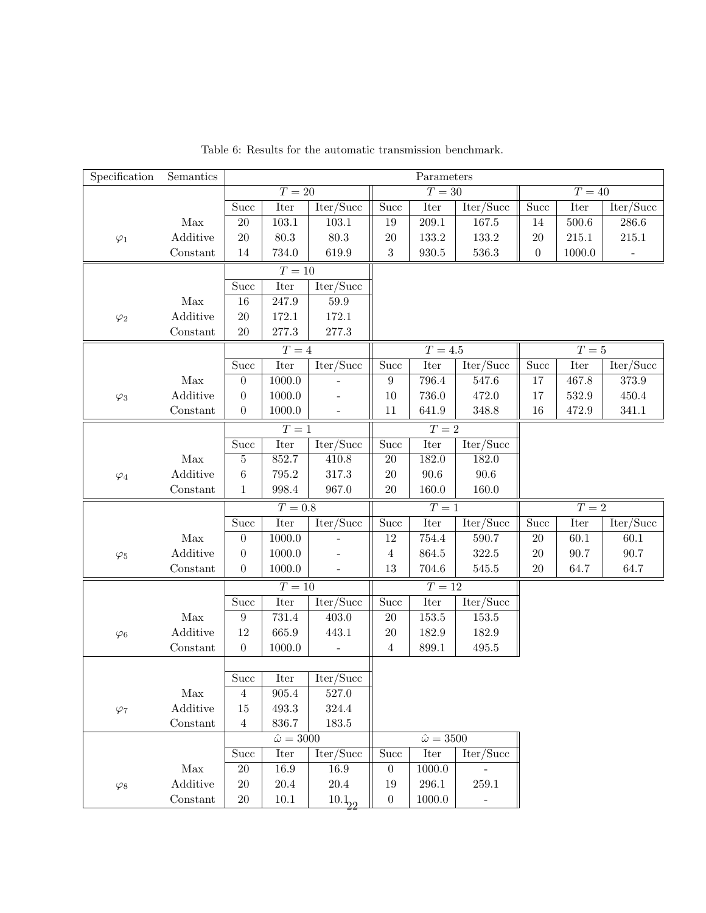Table 6: Results for the automatic transmission benchmark.

| Specification | Semantics | Parameters | | | | | | | | |
|---|---|---|---|---|---|---|---|---|---|---|
| | | $T = 20$ | | | $T = 30$ | | | $T = 40$ | | |
| | | Succ | Iter | Iter/Succ | Succ | Iter | Iter/Succ | Succ | Iter | Iter/Succ |
| $\varphi_1$ | Max | 20 | 103.1 | 103.1 | 19 | 209.1 | 167.5 | 14 | 500.6 | 286.6 |
| | Additive | 20 | 80.3 | 80.3 | 20 | 133.2 | 133.2 | 20 | 215.1 | 215.1 |
| | Constant | 14 | 734.0 | 619.9 | 3 | 930.5 | 536.3 | 0 | 1000.0 | - |
| | | $T = 10$ | | | | | | | | |
| | | Succ | Iter | Iter/Succ | | | | | | |
| $\varphi_2$ | Max | 16 | 247.9 | 59.9 | | | | | | |
| | Additive | 20 | 172.1 | 172.1 | | | | | | |
| | Constant | 20 | 277.3 | 277.3 | | | | | | |
| | | $T = 4$ | | | $T = 4.5$ | | | $T = 5$ | | |
| | | Succ | Iter | Iter/Succ | Succ | Iter | Iter/Succ | Succ | Iter | Iter/Succ |
| $\varphi_3$ | Max | 0 | 1000.0 | - | 9 | 796.4 | 547.6 | 17 | 467.8 | 373.9 |
| | Additive | 0 | 1000.0 | - | 10 | 736.0 | 472.0 | 17 | 532.9 | 450.4 |
| | Constant | 0 | 1000.0 | - | 11 | 641.9 | 348.8 | 16 | 472.9 | 341.1 |
| | | $T = 1$ | | | $T = 2$ | | | | | |
| | | Succ | Iter | Iter/Succ | Succ | Iter | Iter/Succ | | | |
| $\varphi_4$ | Max | 5 | 852.7 | 410.8 | 20 | 182.0 | 182.0 | | | |
| | Additive | 6 | 795.2 | 317.3 | 20 | 90.6 | 90.6 | | | |
| | Constant | 1 | 998.4 | 967.0 | 20 | 160.0 | 160.0 | | | |
| | | $T = 0.8$ | | | $T = 1$ | | | $T = 2$ | | |
| | | Succ | Iter | Iter/Succ | Succ | Iter | Iter/Succ | Succ | Iter | Iter/Succ |
| $\varphi_5$ | Max | 0 | 1000.0 | - | 12 | 754.4 | 590.7 | 20 | 60.1 | 60.1 |
| | Additive | 0 | 1000.0 | - | 4 | 864.5 | 322.5 | 20 | 90.7 | 90.7 |
| | Constant | 0 | 1000.0 | - | 13 | 704.6 | 545.5 | 20 | 64.7 | 64.7 |
| | | $T = 10$ | | | $T = 12$ | | | | | |
| | | Succ | Iter | Iter/Succ | Succ | Iter | Iter/Succ | | | |
| $\varphi_6$ | Max | 9 | 731.4 | 403.0 | 20 | 153.5 | 153.5 | | | |
| | Additive | 12 | 665.9 | 443.1 | 20 | 182.9 | 182.9 | | | |
| | Constant | 0 | 1000.0 | - | 4 | 899.1 | 495.5 | | | |
| | | | | | | | | | | |
| | | Succ | Iter | Iter/Succ | | | | | | |
| $\varphi_7$ | Max | 4 | 905.4 | 527.0 | | | | | | |
| | Additive | 15 | 493.3 | 324.4 | | | | | | |
| | Constant | 4 | 836.7 | 183.5 | | | | | | |
| | | $\hat{\omega} = 3000$ | | | $\hat{\omega} = 3500$ | | | | | |
| | | Succ | Iter | Iter/Succ | Succ | Iter | Iter/Succ | | | |
| $\varphi_8$ | Max | 20 | 16.9 | 16.9 | 0 | 1000.0 | - | | | |
| | Additive | 20 | 20.4 | 20.4 | 19 | 296.1 | 259.1 | | | |
| | Constant | 20 | 10.1 | 10.1 | 0 | 1000.0 | - | | | |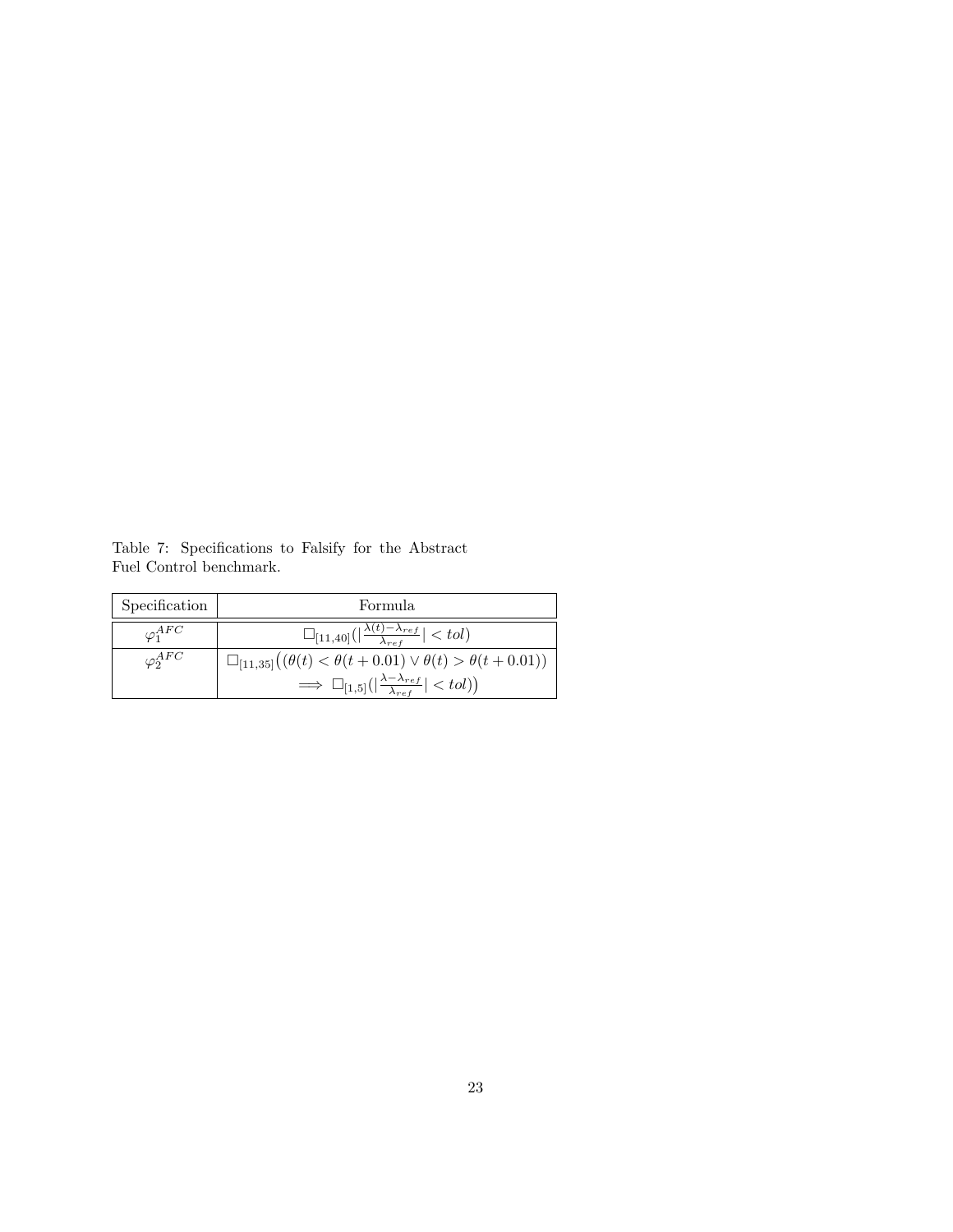Table 7: Specifications to Falsify for the Abstract Fuel Control benchmark.

| Specification | Formula |
|---|---|
| $\varphi_1^{AFC}$ | $\square_{[11,40]}\big(\lvert\frac{\lambda(t)-\lambda_{ref}}{\lambda_{ref}}\rvert < tol\big)$ |
| $\varphi_2^{AFC}$ | $\square_{[11,35]}\big((\theta(t) < \theta(t+0.01) \vee \theta(t) > \theta(t+0.01)) \implies \square_{[1,5]}(\lvert\frac{\lambda-\lambda_{ref}}{\lambda_{ref}}\rvert < tol)\big)$ |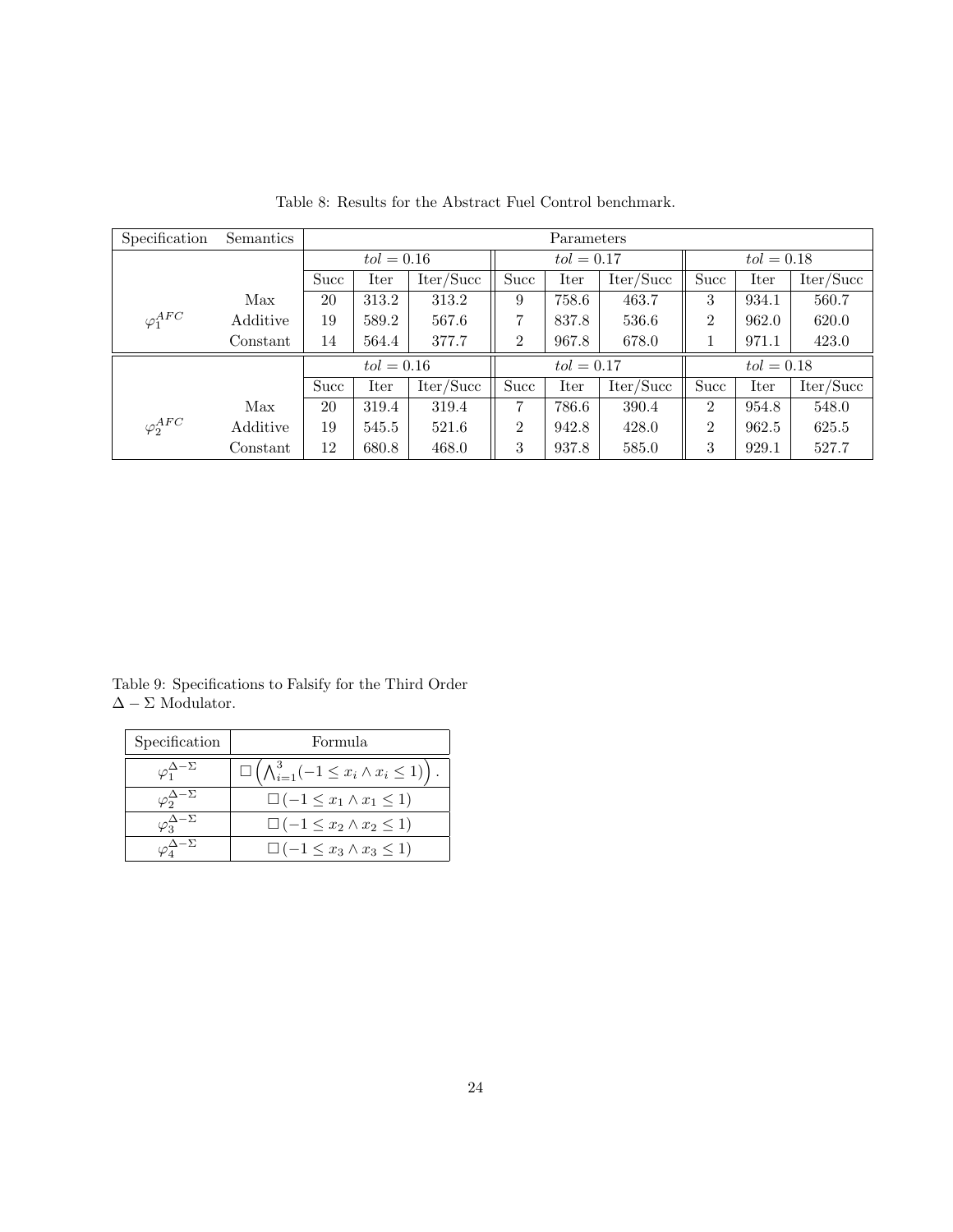Table 8: Results for the Abstract Fuel Control benchmark.

| Specification | Semantics | Parameters | | | | | | | | |
|---|---|---|---|---|---|---|---|---|---|---|
| | | $tol = 0.16$ | | | $tol = 0.17$ | | | $tol = 0.18$ | | |
| | | Succ | Iter | Iter/Succ | Succ | Iter | Iter/Succ | Succ | Iter | Iter/Succ |
| $\varphi_1^{AFC}$ | Max | 20 | 313.2 | 313.2 | 9 | 758.6 | 463.7 | 3 | 934.1 | 560.7 |
| | Additive | 19 | 589.2 | 567.6 | 7 | 837.8 | 536.6 | 2 | 962.0 | 620.0 |
| | Constant | 14 | 564.4 | 377.7 | 2 | 967.8 | 678.0 | 1 | 971.1 | 423.0 |
| | | $tol = 0.16$ | | | $tol = 0.17$ | | | $tol = 0.18$ | | |
| | | Succ | Iter | Iter/Succ | Succ | Iter | Iter/Succ | Succ | Iter | Iter/Succ |
| $\varphi_2^{AFC}$ | Max | 20 | 319.4 | 319.4 | 7 | 786.6 | 390.4 | 2 | 954.8 | 548.0 |
| | Additive | 19 | 545.5 | 521.6 | 2 | 942.8 | 428.0 | 2 | 962.5 | 625.5 |
| | Constant | 12 | 680.8 | 468.0 | 3 | 937.8 | 585.0 | 3 | 929.1 | 527.7 |

Table 9: Specifications to Falsify for the Third Order $\Delta - \Sigma$ Modulator.

| Specification | Formula |
|---|---|
| $\varphi_1^{\Delta-\Sigma}$ | $\square\left(\bigwedge_{i=1}^{3}(-1 \leq x_i \wedge x_i \leq 1)\right).$ |
| $\varphi_2^{\Delta-\Sigma}$ | $\square(-1 \leq x_1 \wedge x_1 \leq 1)$ |
| $\varphi_3^{\Delta-\Sigma}$ | $\square(-1 \leq x_2 \wedge x_2 \leq 1)$ |
| $\varphi_4^{\Delta-\Sigma}$ | $\square(-1 \leq x_3 \wedge x_3 \leq 1)$ |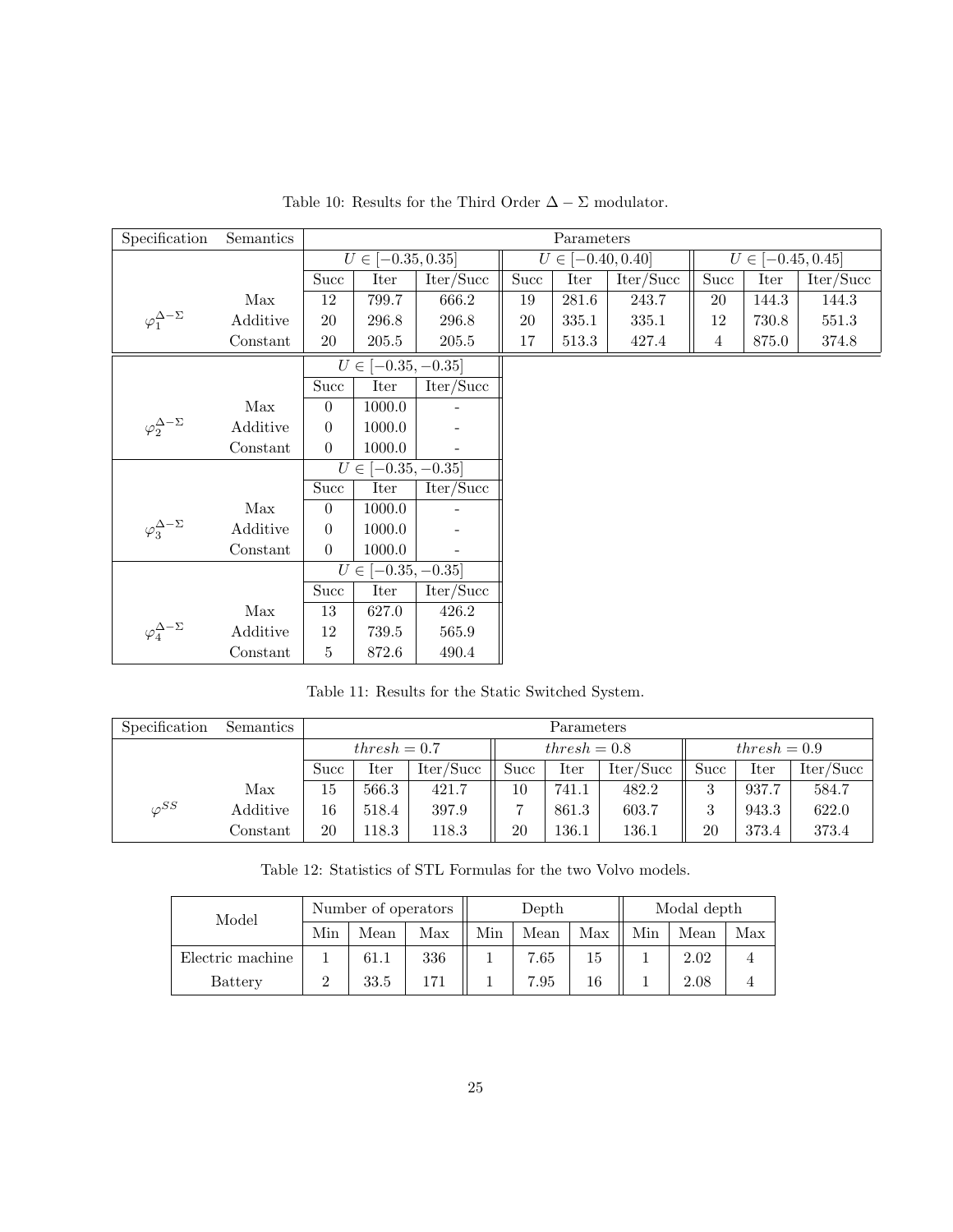Table 10: Results for the Third Order $\Delta - \Sigma$ modulator.

| Specification | Semantics | Parameters | | | | | | | | |
|---|---|---|---|---|---|---|---|---|---|---|
| | | $U \in [-0.35, 0.35]$ | | | $U \in [-0.40, 0.40]$ | | | $U \in [-0.45, 0.45]$ | | |
| | | Succ | Iter | Iter/Succ | Succ | Iter | Iter/Succ | Succ | Iter | Iter/Succ |
| $\varphi_1^{\Delta-\Sigma}$ | Max | 12 | 799.7 | 666.2 | 19 | 281.6 | 243.7 | 20 | 144.3 | 144.3 |
| | Additive | 20 | 296.8 | 296.8 | 20 | 335.1 | 335.1 | 12 | 730.8 | 551.3 |
| | Constant | 20 | 205.5 | 205.5 | 17 | 513.3 | 427.4 | 4 | 875.0 | 374.8 |
| | | $U \in [-0.35, -0.35]$ | | | | | | | | |
| | | Succ | Iter | Iter/Succ | | | | | | |
| $\varphi_2^{\Delta-\Sigma}$ | Max | 0 | 1000.0 | - | | | | | | |
| | Additive | 0 | 1000.0 | - | | | | | | |
| | Constant | 0 | 1000.0 | - | | | | | | |
| | | $U \in [-0.35, -0.35]$ | | | | | | | | |
| | | Succ | Iter | Iter/Succ | | | | | | |
| $\varphi_3^{\Delta-\Sigma}$ | Max | 0 | 1000.0 | - | | | | | | |
| | Additive | 0 | 1000.0 | - | | | | | | |
| | Constant | 0 | 1000.0 | - | | | | | | |
| | | $U \in [-0.35, -0.35]$ | | | | | | | | |
| | | Succ | Iter | Iter/Succ | | | | | | |
| $\varphi_4^{\Delta-\Sigma}$ | Max | 13 | 627.0 | 426.2 | | | | | | |
| | Additive | 12 | 739.5 | 565.9 | | | | | | |
| | Constant | 5 | 872.6 | 490.4 | | | | | | |

Table 11: Results for the Static Switched System.

| Specification | Semantics | Parameters | | | | | | | | |
|---|---|---|---|---|---|---|---|---|---|---|
| | | $thresh = 0.7$ | | | $thresh = 0.8$ | | | $thresh = 0.9$ | | |
| | | Succ | Iter | Iter/Succ | Succ | Iter | Iter/Succ | Succ | Iter | Iter/Succ |
| $\varphi^{SS}$ | Max | 15 | 566.3 | 421.7 | 10 | 741.1 | 482.2 | 3 | 937.7 | 584.7 |
| | Additive | 16 | 518.4 | 397.9 | 7 | 861.3 | 603.7 | 3 | 943.3 | 622.0 |
| | Constant | 20 | 118.3 | 118.3 | 20 | 136.1 | 136.1 | 20 | 373.4 | 373.4 |

Table 12: Statistics of STL Formulas for the two Volvo models.

| Model | Number of operators | | | Depth | | | Modal depth | | |
|---|---|---|---|---|---|---|---|---|---|
| | Min | Mean | Max | Min | Mean | Max | Min | Mean | Max |
| Electric machine | 1 | 61.1 | 336 | 1 | 7.65 | 15 | 1 | 2.02 | 4 |
| Battery | 2 | 33.5 | 171 | 1 | 7.95 | 16 | 1 | 2.08 | 4 |